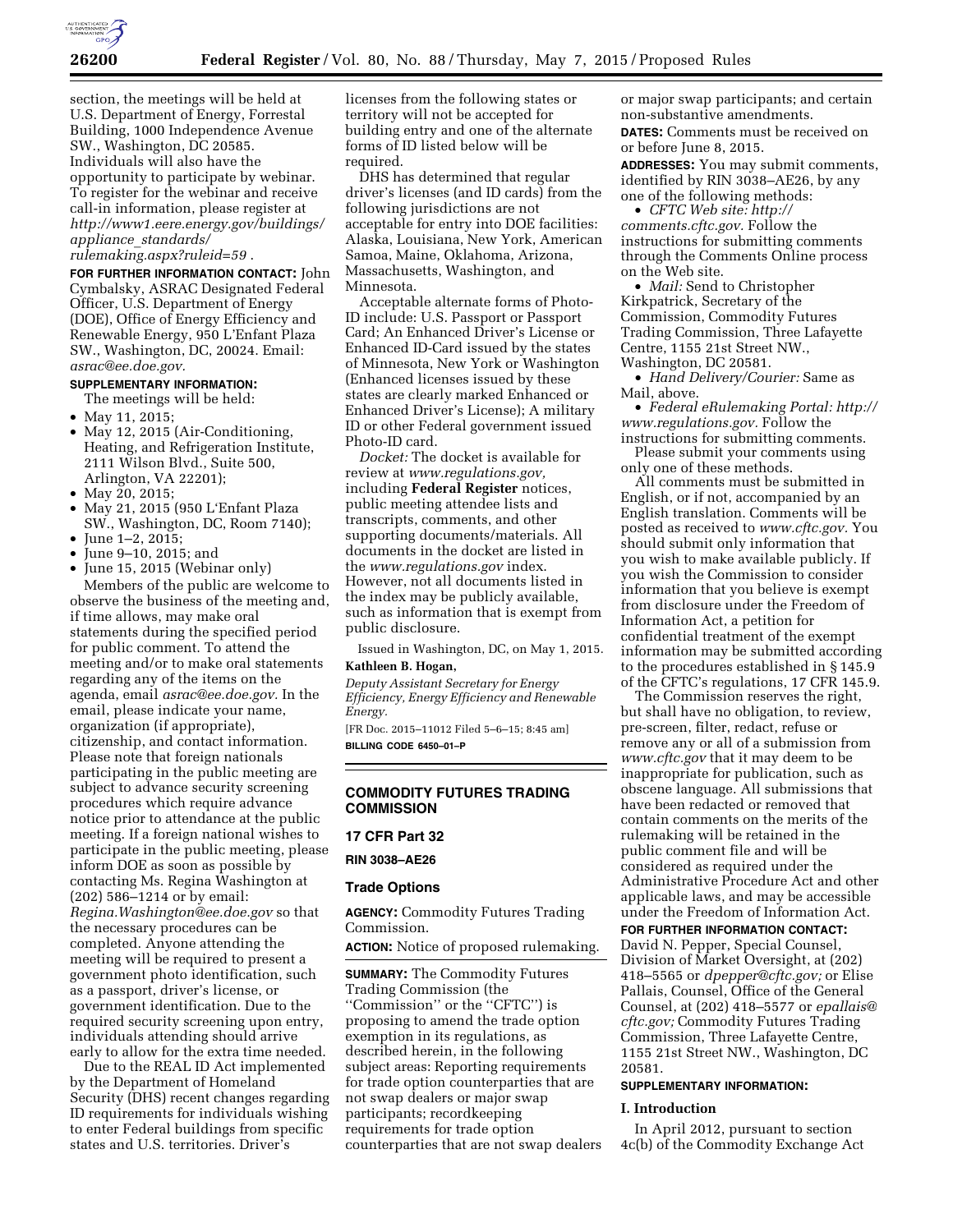section, the meetings will be held at U.S. Department of Energy, Forrestal Building, 1000 Independence Avenue SW., Washington, DC 20585. Individuals will also have the opportunity to participate by webinar. To register for the webinar and receive call-in information, please register at *http://www1.eere.energy.gov/buildings/appliance_standards/rulemaking.aspx?ruleid=59* .

**FOR FURTHER INFORMATION CONTACT:** John Cymbalsky, ASRAC Designated Federal Officer, U.S. Department of Energy (DOE), Office of Energy Efficiency and Renewable Energy, 950 L'Enfant Plaza SW., Washington, DC, 20024. Email: *asrac@ee.doe.gov.*

**SUPPLEMENTARY INFORMATION:**

The meetings will be held:

- May 11, 2015;
- May 12, 2015 (Air-Conditioning, Heating, and Refrigeration Institute, 2111 Wilson Blvd., Suite 500, Arlington, VA 22201);
- May 20, 2015;
- May 21, 2015 (950 L'Enfant Plaza SW., Washington, DC, Room 7140);
- June 1–2, 2015;
- June 9–10, 2015; and
- June 15, 2015 (Webinar only)

Members of the public are welcome to observe the business of the meeting and, if time allows, may make oral statements during the specified period for public comment. To attend the meeting and/or to make oral statements regarding any of the items on the agenda, email *asrac@ee.doe.gov.* In the email, please indicate your name, organization (if appropriate), citizenship, and contact information. Please note that foreign nationals participating in the public meeting are subject to advance security screening procedures which require advance notice prior to attendance at the public meeting. If a foreign national wishes to participate in the public meeting, please inform DOE as soon as possible by contacting Ms. Regina Washington at (202) 586–1214 or by email: *Regina.Washington@ee.doe.gov* so that the necessary procedures can be completed. Anyone attending the meeting will be required to present a government photo identification, such as a passport, driver's license, or government identification. Due to the required security screening upon entry, individuals attending should arrive early to allow for the extra time needed.

Due to the REAL ID Act implemented by the Department of Homeland Security (DHS) recent changes regarding ID requirements for individuals wishing to enter Federal buildings from specific states and U.S. territories. Driver's licenses from the following states or territory will not be accepted for building entry and one of the alternate forms of ID listed below will be required.

DHS has determined that regular driver's licenses (and ID cards) from the following jurisdictions are not acceptable for entry into DOE facilities: Alaska, Louisiana, New York, American Samoa, Maine, Oklahoma, Arizona, Massachusetts, Washington, and Minnesota.

Acceptable alternate forms of Photo-ID include: U.S. Passport or Passport Card; An Enhanced Driver's License or Enhanced ID-Card issued by the states of Minnesota, New York or Washington (Enhanced licenses issued by these states are clearly marked Enhanced or Enhanced Driver's License); A military ID or other Federal government issued Photo-ID card.

*Docket:* The docket is available for review at *www.regulations.gov,* including **Federal Register** notices, public meeting attendee lists and transcripts, comments, and other supporting documents/materials. All documents in the docket are listed in the *www.regulations.gov* index. However, not all documents listed in the index may be publicly available, such as information that is exempt from public disclosure.

Issued in Washington, DC, on May 1, 2015.

**Kathleen B. Hogan,**

*Deputy Assistant Secretary for Energy Efficiency, Energy Efficiency and Renewable Energy.*

[FR Doc. 2015–11012 Filed 5–6–15; 8:45 am]

**BILLING CODE 6450–01–P**

---

## COMMODITY FUTURES TRADING COMMISSION

### 17 CFR Part 32

**RIN 3038–AE26**

### Trade Options

**AGENCY:** Commodity Futures Trading Commission.

**ACTION:** Notice of proposed rulemaking.

**SUMMARY:** The Commodity Futures Trading Commission (the ''Commission'' or the ''CFTC'') is proposing to amend the trade option exemption in its regulations, as described herein, in the following subject areas: Reporting requirements for trade option counterparties that are not swap dealers or major swap participants; recordkeeping requirements for trade option counterparties that are not swap dealers or major swap participants; and certain non-substantive amendments.

**DATES:** Comments must be received on or before June 8, 2015.

**ADDRESSES:** You may submit comments, identified by RIN 3038–AE26, by any one of the following methods:

- *CFTC Web site: http://comments.cftc.gov.* Follow the instructions for submitting comments through the Comments Online process on the Web site.
- *Mail:* Send to Christopher Kirkpatrick, Secretary of the Commission, Commodity Futures Trading Commission, Three Lafayette Centre, 1155 21st Street NW., Washington, DC 20581.
- *Hand Delivery/Courier:* Same as Mail, above.
- *Federal eRulemaking Portal: http://www.regulations.gov.* Follow the instructions for submitting comments.

Please submit your comments using only one of these methods.

All comments must be submitted in English, or if not, accompanied by an English translation. Comments will be posted as received to *www.cftc.gov.* You should submit only information that you wish to make available publicly. If you wish the Commission to consider information that you believe is exempt from disclosure under the Freedom of Information Act, a petition for confidential treatment of the exempt information may be submitted according to the procedures established in § 145.9 of the CFTC's regulations, 17 CFR 145.9.

The Commission reserves the right, but shall have no obligation, to review, pre-screen, filter, redact, refuse or remove any or all of a submission from *www.cftc.gov* that it may deem to be inappropriate for publication, such as obscene language. All submissions that have been redacted or removed that contain comments on the merits of the rulemaking will be retained in the public comment file and will be considered as required under the Administrative Procedure Act and other applicable laws, and may be accessible under the Freedom of Information Act.

**FOR FURTHER INFORMATION CONTACT:** David N. Pepper, Special Counsel, Division of Market Oversight, at (202) 418–5565 or *dpepper@cftc.gov;* or Elise Pallais, Counsel, Office of the General Counsel, at (202) 418–5577 or *epallais@cftc.gov;* Commodity Futures Trading Commission, Three Lafayette Centre, 1155 21st Street NW., Washington, DC 20581.

**SUPPLEMENTARY INFORMATION:**

**I. Introduction**

In April 2012, pursuant to section 4c(b) of the Commodity Exchange Act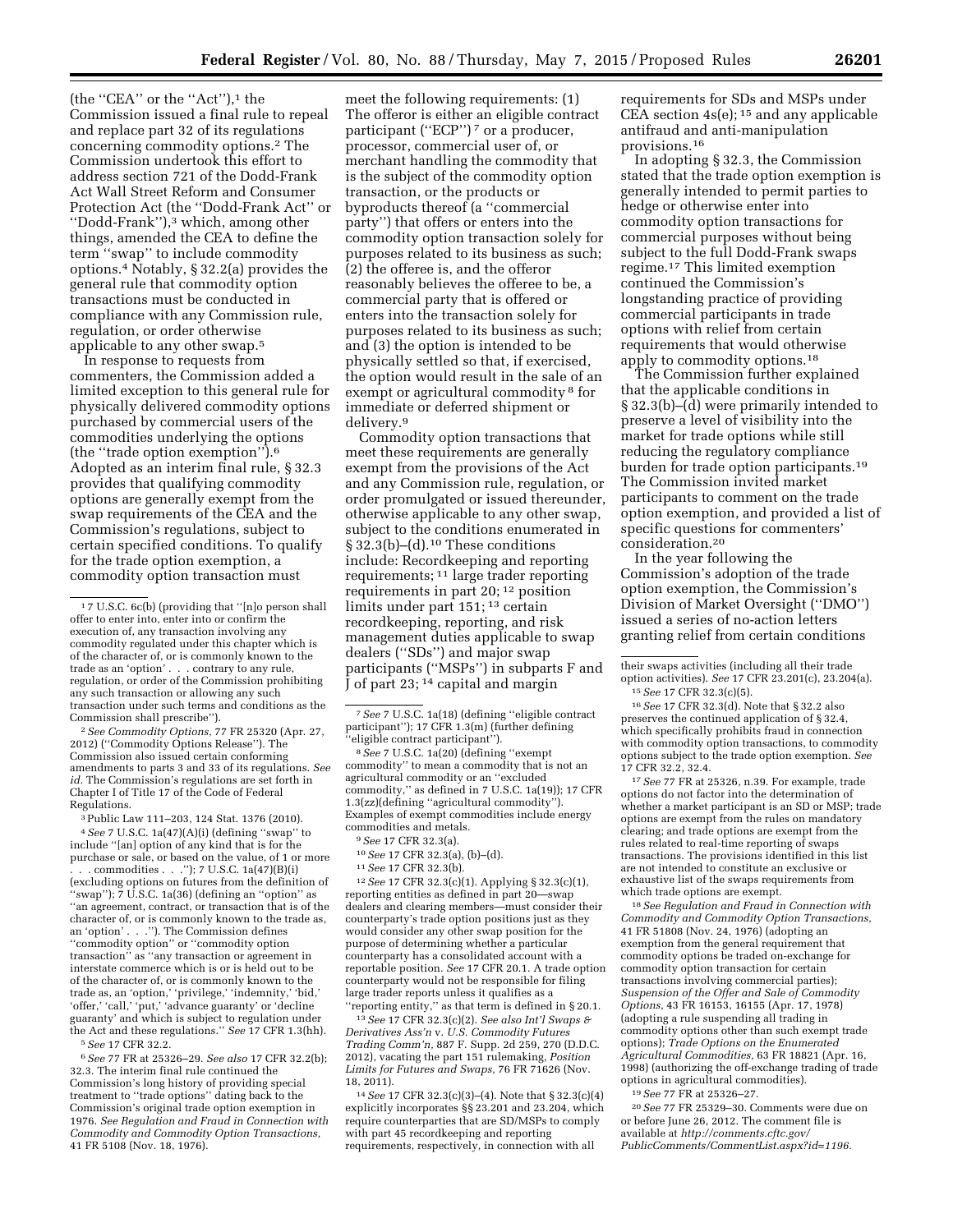(the ''CEA'' or the ''Act''),[1] the Commission issued a final rule to repeal and replace part 32 of its regulations concerning commodity options.[2] The Commission undertook this effort to address section 721 of the Dodd-Frank Act Wall Street Reform and Consumer Protection Act (the ''Dodd-Frank Act'' or ''Dodd-Frank''),[3] which, among other things, amended the CEA to define the term ''swap'' to include commodity options.[4] Notably, § 32.2(a) provides the general rule that commodity option transactions must be conducted in compliance with any Commission rule, regulation, or order otherwise applicable to any other swap.[5]

In response to requests from commenters, the Commission added a limited exception to this general rule for physically delivered commodity options purchased by commercial users of the commodities underlying the options (the ''trade option exemption'').[6] Adopted as an interim final rule, § 32.3 provides that qualifying commodity options are generally exempt from the swap requirements of the CEA and the Commission's regulations, subject to certain specified conditions. To qualify for the trade option exemption, a commodity option transaction must meet the following requirements: (1) The offeror is either an eligible contract participant (''ECP'')[7] or a producer, processor, commercial user of, or merchant handling the commodity that is the subject of the commodity option transaction, or the products or byproducts thereof (a ''commercial party'') that offers or enters into the commodity option transaction solely for purposes related to its business as such; (2) the offeree is, and the offeror reasonably believes the offeree to be, a commercial party that is offered or enters into the transaction solely for purposes related to its business as such; and (3) the option is intended to be physically settled so that, if exercised, the option would result in the sale of an exempt or agricultural commodity[8] for immediate or deferred shipment or delivery.[9]

Commodity option transactions that meet these requirements are generally exempt from the provisions of the Act and any Commission rule, regulation, or order promulgated or issued thereunder, otherwise applicable to any other swap, subject to the conditions enumerated in § 32.3(b)–(d).[10] These conditions include: Recordkeeping and reporting requirements;[11] large trader reporting requirements in part 20;[12] position limits under part 151;[13] certain recordkeeping, reporting, and risk management duties applicable to swap dealers (''SDs'') and major swap participants (''MSPs'') in subparts F and J of part 23;[14] capital and margin requirements for SDs and MSPs under CEA section 4s(e);[15] and any applicable antifraud and anti-manipulation provisions.[16]

In adopting § 32.3, the Commission stated that the trade option exemption is generally intended to permit parties to hedge or otherwise enter into commodity option transactions for commercial purposes without being subject to the full Dodd-Frank swaps regime.[17] This limited exemption continued the Commission's longstanding practice of providing commercial participants in trade options with relief from certain requirements that would otherwise apply to commodity options.[18]

The Commission further explained that the applicable conditions in § 32.3(b)–(d) were primarily intended to preserve a level of visibility into the market for trade options while still reducing the regulatory compliance burden for trade option participants.[19] The Commission invited market participants to comment on the trade option exemption, and provided a list of specific questions for commenters' consideration.[20]

In the year following the Commission's adoption of the trade option exemption, the Commission's Division of Market Oversight (''DMO'') issued a series of no-action letters granting relief from certain conditions

---

[1] 7 U.S.C. 6c(b) (providing that ''[n]o person shall offer to enter into, enter into or confirm the execution of, any transaction involving any commodity regulated under this chapter which is of the character of, or is commonly known to the trade as an 'option' . . . contrary to any rule, regulation, or order of the Commission prohibiting any such transaction or allowing any such transaction under such terms and conditions as the Commission shall prescribe'').

[2] *See Commodity Options,* 77 FR 25320 (Apr. 27, 2012) (''Commodity Options Release''). The Commission also issued certain conforming amendments to parts 3 and 33 of its regulations. *See id.* The Commission's regulations are set forth in Chapter I of Title 17 of the Code of Federal Regulations.

[3] Public Law 111–203, 124 Stat. 1376 (2010).

[4] *See* 7 U.S.C. 1a(47)(A)(i) (defining ''swap'' to include ''[an] option of any kind that is for the purchase or sale, or based on the value, of 1 or more . . . commodities . . .''); 7 U.S.C. 1a(47)(B)(i) (excluding options on futures from the definition of ''swap''); 7 U.S.C. 1a(36) (defining an ''option'' as ''an agreement, contract, or transaction that is of the character of, or is commonly known to the trade as, an 'option' . . .''). The Commission defines ''commodity option'' or ''commodity option transaction'' as ''any transaction or agreement in interstate commerce which is or is held out to be of the character of, or is commonly known to the trade as, an 'option,' 'privilege,' 'indemnity,' 'bid,' 'offer,' 'call,' 'put,' 'advance guaranty' or 'decline guaranty' and which is subject to regulation under the Act and these regulations.'' *See* 17 CFR 1.3(hh).

[5] *See* 17 CFR 32.2.

[6] *See* 77 FR at 25326–29. *See also* 17 CFR 32.2(b); 32.3. The interim final rule continued the Commission's long history of providing special treatment to ''trade options'' dating back to the Commission's original trade option exemption in 1976. *See Regulation and Fraud in Connection with Commodity and Commodity Option Transactions,* 41 FR 5108 (Nov. 18, 1976).

[7] *See* 7 U.S.C. 1a(18) (defining ''eligible contract participant''); 17 CFR 1.3(m) (further defining ''eligible contract participant'').

[8] *See* 7 U.S.C. 1a(20) (defining ''exempt commodity'' to mean a commodity that is not an agricultural commodity or an ''excluded commodity,'' as defined in 7 U.S.C. 1a(19)); 17 CFR 1.3(zz)(defining ''agricultural commodity''). Examples of exempt commodities include energy commodities and metals.

[9] *See* 17 CFR 32.3(a).

[10] *See* 17 CFR 32.3(a), (b)–(d).

[11] *See* 17 CFR 32.3(b).

[12] *See* 17 CFR 32.3(c)(1). Applying § 32.3(c)(1), reporting entities as defined in part 20—swap dealers and clearing members—must consider their counterparty's trade option positions just as they would consider any other swap position for the purpose of determining whether a particular counterparty has a consolidated account with a reportable position. *See* 17 CFR 20.1. A trade option counterparty would not be responsible for filing large trader reports unless it qualifies as a ''reporting entity,'' as that term is defined in § 20.1.

[13] *See* 17 CFR 32.3(c)(2). *See also Int'l Swaps & Derivatives Ass'n* v. *U.S. Commodity Futures Trading Comm'n,* 887 F. Supp. 2d 259, 270 (D.D.C. 2012), vacating the part 151 rulemaking, *Position Limits for Futures and Swaps,* 76 FR 71626 (Nov. 18, 2011).

[14] *See* 17 CFR 32.3(c)(3)–(4). Note that § 32.3(c)(4) explicitly incorporates §§ 23.201 and 23.204, which require counterparties that are SD/MSPs to comply with part 45 recordkeeping and reporting requirements, respectively, in connection with all their swaps activities (including all their trade option activities). *See* 17 CFR 23.201(c), 23.204(a).

[15] *See* 17 CFR 32.3(c)(5).

[16] *See* 17 CFR 32.3(d). Note that § 32.2 also preserves the continued application of § 32.4, which specifically prohibits fraud in connection with commodity option transactions, to commodity options subject to the trade option exemption. *See* 17 CFR 32.2, 32.4.

[17] *See* 77 FR at 25326, n.39. For example, trade options do not factor into the determination of whether a market participant is an SD or MSP; trade options are exempt from the rules on mandatory clearing; and trade options are exempt from the rules related to real-time reporting of swaps transactions. The provisions identified in this list are not intended to constitute an exclusive or exhaustive list of the swaps requirements from which trade options are exempt.

[18] *See Regulation and Fraud in Connection with Commodity and Commodity Option Transactions,* 41 FR 51808 (Nov. 24, 1976) (adopting an exemption from the general requirement that commodity options be traded on-exchange for commodity option transaction for certain transactions involving commercial parties); *Suspension of the Offer and Sale of Commodity Options,* 43 FR 16153, 16155 (Apr. 17, 1978) (adopting a rule suspending all trading in commodity options other than such exempt trade options); *Trade Options on the Enumerated Agricultural Commodities,* 63 FR 18821 (Apr. 16, 1998) (authorizing the off-exchange trading of trade options in agricultural commodities).

[19] *See* 77 FR at 25326–27.

[20] *See* 77 FR 25329–30. Comments were due on or before June 26, 2012. The comment file is available at *http://comments.cftc.gov/PublicComments/CommentList.aspx?id=1196.*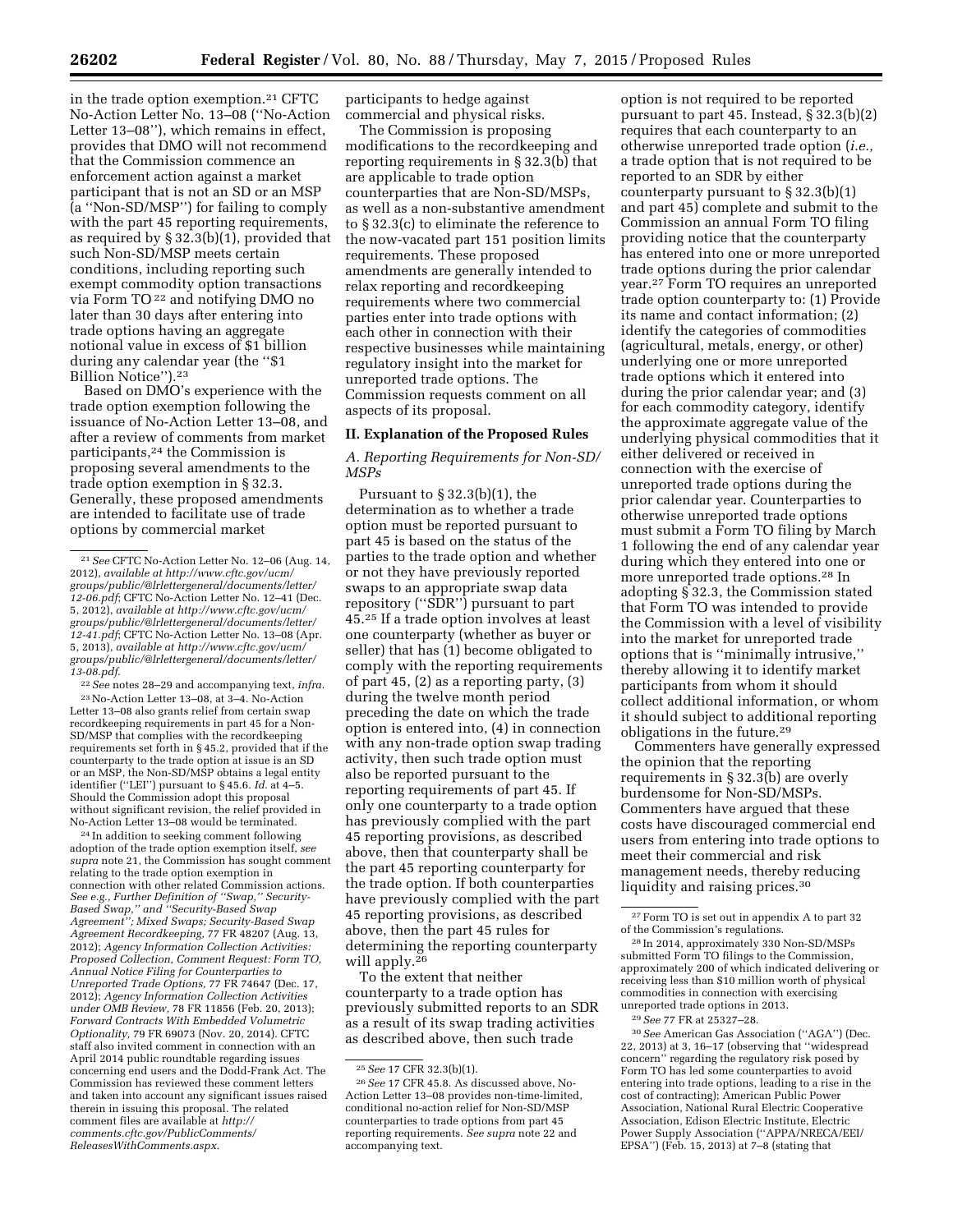in the trade option exemption.[21] CFTC No-Action Letter No. 13–08 (''No-Action Letter 13–08''), which remains in effect, provides that DMO will not recommend that the Commission commence an enforcement action against a market participant that is not an SD or an MSP (a ''Non-SD/MSP'') for failing to comply with the part 45 reporting requirements, as required by § 32.3(b)(1), provided that such Non-SD/MSP meets certain conditions, including reporting such exempt commodity option transactions via Form TO [22] and notifying DMO no later than 30 days after entering into trade options having an aggregate notional value in excess of $1 billion during any calendar year (the ''$1 Billion Notice'').[23]

Based on DMO's experience with the trade option exemption following the issuance of No-Action Letter 13–08, and after a review of comments from market participants,[24] the Commission is proposing several amendments to the trade option exemption in § 32.3. Generally, these proposed amendments are intended to facilitate use of trade options by commercial market participants to hedge against commercial and physical risks.

The Commission is proposing modifications to the recordkeeping and reporting requirements in § 32.3(b) that are applicable to trade option counterparties that are Non-SD/MSPs, as well as a non-substantive amendment to § 32.3(c) to eliminate the reference to the now-vacated part 151 position limits requirements. These proposed amendments are generally intended to relax reporting and recordkeeping requirements where two commercial parties enter into trade options with each other in connection with their respective businesses while maintaining regulatory insight into the market for unreported trade options. The Commission requests comment on all aspects of its proposal.

## II. Explanation of the Proposed Rules

### A. Reporting Requirements for Non-SD/MSPs

Pursuant to § 32.3(b)(1), the determination as to whether a trade option must be reported pursuant to part 45 is based on the status of the parties to the trade option and whether or not they have previously reported swaps to an appropriate swap data repository (''SDR'') pursuant to part 45.[25] If a trade option involves at least one counterparty (whether as buyer or seller) that has (1) become obligated to comply with the reporting requirements of part 45, (2) as a reporting party, (3) during the twelve month period preceding the date on which the trade option is entered into, (4) in connection with any non-trade option swap trading activity, then such trade option must also be reported pursuant to the reporting requirements of part 45. If only one counterparty to a trade option has previously complied with the part 45 reporting provisions, as described above, then that counterparty shall be the part 45 reporting counterparty for the trade option. If both counterparties have previously complied with the part 45 reporting provisions, as described above, then the part 45 rules for determining the reporting counterparty will apply.[26]

To the extent that neither counterparty to a trade option has previously submitted reports to an SDR as a result of its swap trading activities as described above, then such trade option is not required to be reported pursuant to part 45. Instead, § 32.3(b)(2) requires that each counterparty to an otherwise unreported trade option (*i.e.,* a trade option that is not required to be reported to an SDR by either counterparty pursuant to § 32.3(b)(1) and part 45) complete and submit to the Commission an annual Form TO filing providing notice that the counterparty has entered into one or more unreported trade options during the prior calendar year.[27] Form TO requires an unreported trade option counterparty to: (1) Provide its name and contact information; (2) identify the categories of commodities (agricultural, metals, energy, or other) underlying one or more unreported trade options which it entered into during the prior calendar year; and (3) for each commodity category, identify the approximate aggregate value of the underlying physical commodities that it either delivered or received in connection with the exercise of unreported trade options during the prior calendar year. Counterparties to otherwise unreported trade options must submit a Form TO filing by March 1 following the end of any calendar year during which they entered into one or more unreported trade options.[28] In adopting § 32.3, the Commission stated that Form TO was intended to provide the Commission with a level of visibility into the market for unreported trade options that is ''minimally intrusive,'' thereby allowing it to identify market participants from whom it should collect additional information, or whom it should subject to additional reporting obligations in the future.[29]

Commenters have generally expressed the opinion that the reporting requirements in § 32.3(b) are overly burdensome for Non-SD/MSPs. Commenters have argued that these costs have discouraged commercial end users from entering into trade options to meet their commercial and risk management needs, thereby reducing liquidity and raising prices.[30]

---

[21] *See* CFTC No-Action Letter No. 12–06 (Aug. 14, 2012), *available at http://www.cftc.gov/ucm/groups/public/@lrlettergeneral/documents/letter/12-06.pdf*; CFTC No-Action Letter No. 12–41 (Dec. 5, 2012), *available at http://www.cftc.gov/ucm/groups/public/@lrlettergeneral/documents/letter/12-41.pdf*; CFTC No-Action Letter No. 13–08 (Apr. 5, 2013), *available at http://www.cftc.gov/ucm/groups/public/@lrlettergeneral/documents/letter/13-08.pdf*.

[22] *See* notes 28–29 and accompanying text, *infra.*

[23] No-Action Letter 13–08, at 3–4. No-Action Letter 13–08 also grants relief from certain swap recordkeeping requirements in part 45 for a Non-SD/MSP that complies with the recordkeeping requirements set forth in § 45.2, provided that if the counterparty to the trade option at issue is an SD or an MSP, the Non-SD/MSP obtains a legal entity identifier (''LEI'') pursuant to § 45.6. *Id.* at 4–5. Should the Commission adopt this proposal without significant revision, the relief provided in No-Action Letter 13–08 would be terminated.

[24] In addition to seeking comment following adoption of the trade option exemption itself, *see supra* note 21, the Commission has sought comment relating to the trade option exemption in connection with other related Commission actions. *See e.g., Further Definition of ''Swap,'' Security-Based Swap,'' and ''Security-Based Swap Agreement''; Mixed Swaps; Security-Based Swap Agreement Recordkeeping,* 77 FR 48207 (Aug. 13, 2012); *Agency Information Collection Activities: Proposed Collection, Comment Request: Form TO, Annual Notice Filing for Counterparties to Unreported Trade Options,* 77 FR 74647 (Dec. 17, 2012); *Agency Information Collection Activities under OMB Review,* 78 FR 11856 (Feb. 20, 2013); *Forward Contracts With Embedded Volumetric Optionality,* 79 FR 69073 (Nov. 20, 2014). CFTC staff also invited comment in connection with an April 2014 public roundtable regarding issues concerning end users and the Dodd-Frank Act. The Commission has reviewed these comment letters and taken into account any significant issues raised therein in issuing this proposal. The related comment files are available at *http://comments.cftc.gov/PublicComments/ReleasesWithComments.aspx.*

[25] *See* 17 CFR 32.3(b)(1).

[26] *See* 17 CFR 45.8. As discussed above, No-Action Letter 13–08 provides non-time-limited, conditional no-action relief for Non-SD/MSP counterparties to trade options from part 45 reporting requirements. *See supra* note 22 and accompanying text.

[27] Form TO is set out in appendix A to part 32 of the Commission's regulations.

[28] In 2014, approximately 330 Non-SD/MSPs submitted Form TO filings to the Commission, approximately 200 of which indicated delivering or receiving less than $10 million worth of physical commodities in connection with exercising unreported trade options in 2013.

[29] *See* 77 FR at 25327–28.

[30] *See* American Gas Association (''AGA'') (Dec. 22, 2013) at 3, 16–17 (observing that ''widespread concern'' regarding the regulatory risk posed by Form TO has led some counterparties to avoid entering into trade options, leading to a rise in the cost of contracting); American Public Power Association, National Rural Electric Cooperative Association, Edison Electric Institute, Electric Power Supply Association (''APPA/NRECA/EEI/EPSA'') (Feb. 15, 2013) at 7–8 (stating that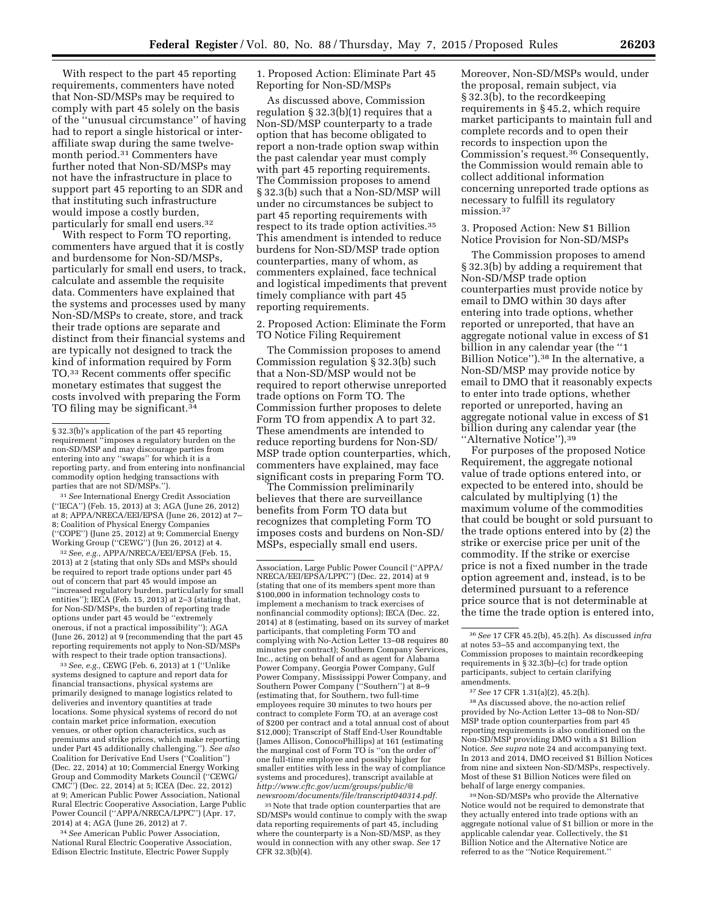With respect to the part 45 reporting requirements, commenters have noted that Non-SD/MSPs may be required to comply with part 45 solely on the basis of the "unusual circumstance" of having had to report a single historical or inter-affiliate swap during the same twelve-month period.[31] Commenters have further noted that Non-SD/MSPs may not have the infrastructure in place to support part 45 reporting to an SDR and that instituting such infrastructure would impose a costly burden, particularly for small end users.[32]

With respect to Form TO reporting, commenters have argued that it is costly and burdensome for Non-SD/MSPs, particularly for small end users, to track, calculate and assemble the requisite data. Commenters have explained that the systems and processes used by many Non-SD/MSPs to create, store, and track their trade options are separate and distinct from their financial systems and are typically not designed to track the kind of information required by Form TO.[33] Recent comments offer specific monetary estimates that suggest the costs involved with preparing the Form TO filing may be significant.[34]

### 1. Proposed Action: Eliminate Part 45 Reporting for Non-SD/MSPs

As discussed above, Commission regulation § 32.3(b)(1) requires that a Non-SD/MSP counterparty to a trade option that has become obligated to report a non-trade option swap within the past calendar year must comply with part 45 reporting requirements. The Commission proposes to amend § 32.3(b) such that a Non-SD/MSP will under no circumstances be subject to part 45 reporting requirements with respect to its trade option activities.[35] This amendment is intended to reduce burdens for Non-SD/MSP trade option counterparties, many of whom, as commenters explained, face technical and logistical impediments that prevent timely compliance with part 45 reporting requirements.

### 2. Proposed Action: Eliminate the Form TO Notice Filing Requirement

The Commission proposes to amend Commission regulation § 32.3(b) such that a Non-SD/MSP would not be required to report otherwise unreported trade options on Form TO. The Commission further proposes to delete Form TO from appendix A to part 32. These amendments are intended to reduce reporting burdens for Non-SD/MSP trade option counterparties, which, commenters have explained, may face significant costs in preparing Form TO.

The Commission preliminarily believes that there are surveillance benefits from Form TO data but recognizes that completing Form TO imposes costs and burdens on Non-SD/MSPs, especially small end users.

Moreover, Non-SD/MSPs would, under the proposal, remain subject, via § 32.3(b), to the recordkeeping requirements in § 45.2, which require market participants to maintain full and complete records and to open their records to inspection upon the Commission's request.[36] Consequently, the Commission would remain able to collect additional information concerning unreported trade options as necessary to fulfill its regulatory mission.[37]

### 3. Proposed Action: New $1 Billion Notice Provision for Non-SD/MSPs

The Commission proposes to amend § 32.3(b) by adding a requirement that Non-SD/MSP trade option counterparties must provide notice by email to DMO within 30 days after entering into trade options, whether reported or unreported, that have an aggregate notional value in excess of $1 billion in any calendar year (the "1 Billion Notice").[38] In the alternative, a Non-SD/MSP may provide notice by email to DMO that it reasonably expects to enter into trade options, whether reported or unreported, having an aggregate notional value in excess of $1 billion during any calendar year (the "Alternative Notice").[39]

For purposes of the proposed Notice Requirement, the aggregate notional value of trade options entered into, or expected to be entered into, should be calculated by multiplying (1) the maximum volume of the commodities that could be bought or sold pursuant to the trade options entered into by (2) the strike or exercise price per unit of the commodity. If the strike or exercise price is not a fixed number in the trade option agreement and, instead, is to be determined pursuant to a reference price source that is not determinable at the time the trade option is entered into,

---

§ 32.3(b)'s application of the part 45 reporting requirement "imposes a regulatory burden on the non-SD/MSP and may discourage parties from entering into any "swaps" for which it is a reporting party, and from entering into nonfinancial commodity option hedging transactions with parties that are not SDs/MSPs.").

[31] *See* International Energy Credit Association ("IECA") (Feb. 15, 2013) at 3; AGA (June 26, 2012) at 8; APPA/NRECA/EEI/EPSA (June 26, 2012) at 7–8; Coalition of Physical Energy Companies ("COPE") (June 25, 2012) at 9; Commercial Energy Working Group ("CEWG") (Jun 26, 2012) at 4.

[32] *See, e.g.,* APPA/NRECA/EEI/EPSA (Feb. 15, 2013) at 2 (stating that only SDs and MSPs should be required to report trade options under part 45 out of concern that part 45 would impose an "increased regulatory burden, particularly for small entities"); IECA (Feb. 15, 2013) at 2–3 (stating that, for Non-SD/MSPs, the burden of reporting trade options under part 45 would be "extremely onerous, if not a practical impossibility"); AGA (June 26, 2012) at 9 (recommending that the part 45 reporting requirements not apply to Non-SD/MSPs with respect to their trade option transactions).

[33] *See, e.g.,* CEWG (Feb. 6, 2013) at 1 ("Unlike systems designed to capture and report data for financial transactions, physical systems are primarily designed to manage logistics related to deliveries and inventory quantities at trade locations. Some physical systems of record do not contain market price information, execution venues, or other option characteristics, such as premiums and strike prices, which make reporting under Part 45 additionally challenging."). *See also* Coalition for Derivative End Users ("Coalition") (Dec. 22, 2014) at 10; Commercial Energy Working Group and Commodity Markets Council ("CEWG/CMC") (Dec. 22, 2014) at 5; ICEA (Dec. 22, 2012) at 9; American Public Power Association, National Rural Electric Cooperative Association, Large Public Power Council ("APPA/NRECA/LPPC") (Apr. 17, 2014) at 4; AGA (June 26, 2012) at 7.

[34] *See* American Public Power Association, National Rural Electric Cooperative Association, Edison Electric Institute, Electric Power Supply Association, Large Public Power Council ("APPA/NRECA/EEI/EPSA/LPPC") (Dec. 22, 2014) at 9 (stating that one of its members spent more than $100,000 in information technology costs to implement a mechanism to track exercises of nonfinancial commodity options); IECA (Dec. 22, 2014) at 8 (estimating, based on its survey of market participants, that completing Form TO and complying with No-Action Letter 13–08 requires 80 minutes per contract); Southern Company Services, Inc., acting on behalf of and as agent for Alabama Power Company, Georgia Power Company, Gulf Power Company, Mississippi Power Company, and Southern Power Company ("Southern") at 8–9 (estimating that, for Southern, two full-time employees require 30 minutes to two hours per contract to complete Form TO, at an average cost of $200 per contract and a total annual cost of about $12,000); Transcript of Staff End-User Roundtable (James Allison, ConocoPhillips) at 161 (estimating the marginal cost of Form TO is "on the order of" one full-time employee and possibly higher for smaller entities with less in the way of compliance systems and procedures), transcript available at *http://www.cftc.gov/ucm/groups/public/@newsroom/documents/file/transcript040314.pdf.*

[35] Note that trade option counterparties that are SD/MSPs would continue to comply with the swap data reporting requirements of part 45, including where the counterparty is a Non-SD/MSP, as they would in connection with any other swap. *See* 17 CFR 32.3(b)(4).

[36] *See* 17 CFR 45.2(b), 45.2(h). As discussed *infra* at notes 53–55 and accompanying text, the Commission proposes to maintain recordkeeping requirements in § 32.3(b)–(c) for trade option participants, subject to certain clarifying amendments.

[37] *See* 17 CFR 1.31(a)(2), 45.2(h).

[38] As discussed above, the no-action relief provided by No-Action Letter 13–08 to Non-SD/MSP trade option counterparties from part 45 reporting requirements is also conditioned on the Non-SD/MSP providing DMO with a $1 Billion Notice. *See supra* note 24 and accompanying text. In 2013 and 2014, DMO received $1 Billion Notices from nine and sixteen Non-SD/MSPs, respectively. Most of these $1 Billion Notices were filed on behalf of large energy companies.

[39] Non-SD/MSPs who provide the Alternative Notice would not be required to demonstrate that they actually entered into trade options with an aggregate notional value of $1 billion or more in the applicable calendar year. Collectively, the $1 Billion Notice and the Alternative Notice are referred to as the "Notice Requirement."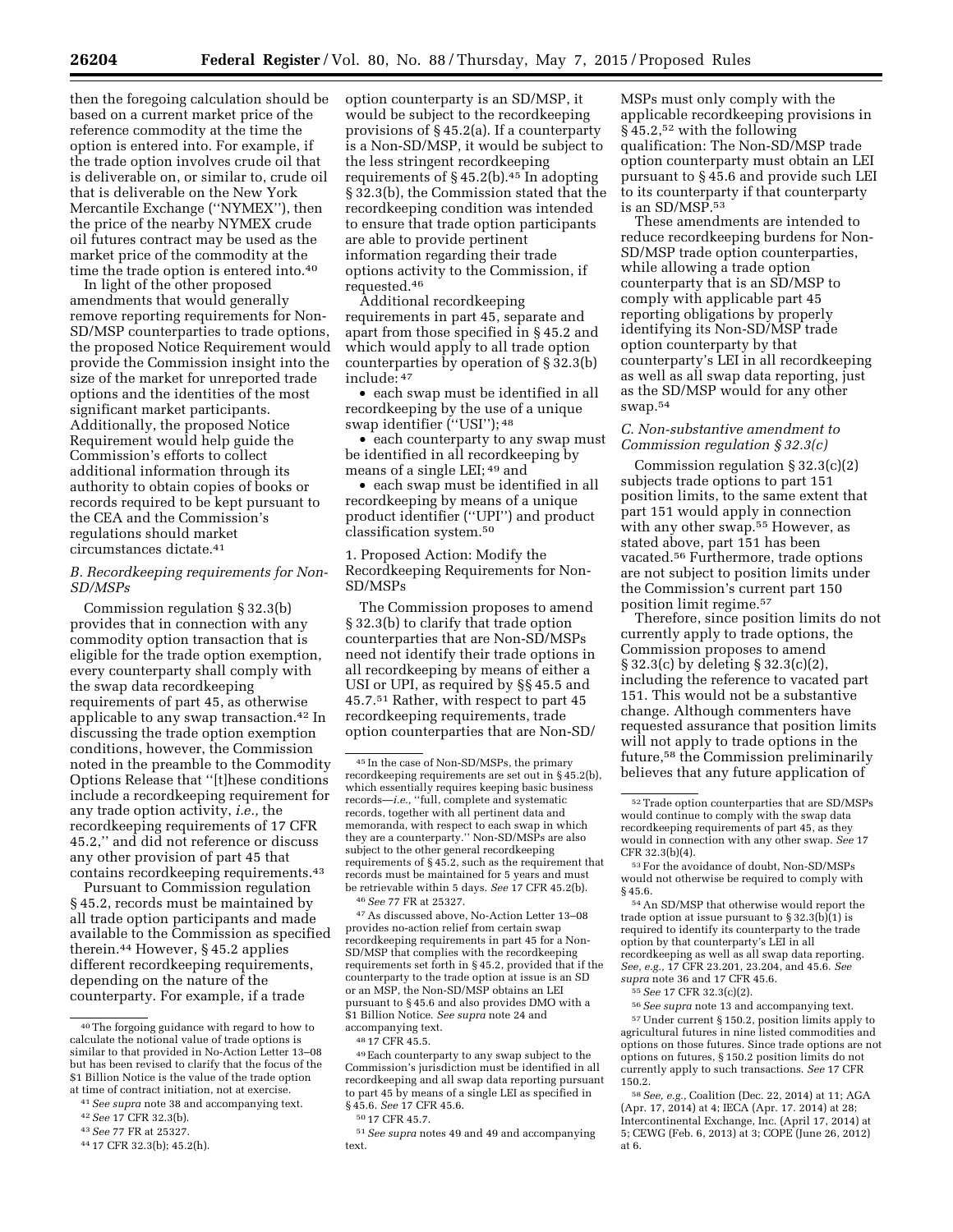then the foregoing calculation should be based on a current market price of the reference commodity at the time the option is entered into. For example, if the trade option involves crude oil that is deliverable on, or similar to, crude oil that is deliverable on the New York Mercantile Exchange ("NYMEX"), then the price of the nearby NYMEX crude oil futures contract may be used as the market price of the commodity at the time the trade option is entered into.[40]

In light of the other proposed amendments that would generally remove reporting requirements for Non-SD/MSP counterparties to trade options, the proposed Notice Requirement would provide the Commission insight into the size of the market for unreported trade options and the identities of the most significant market participants. Additionally, the proposed Notice Requirement would help guide the Commission's efforts to collect additional information through its authority to obtain copies of books or records required to be kept pursuant to the CEA and the Commission's regulations should market circumstances dictate.[41]

### B. Recordkeeping requirements for Non-SD/MSPs

Commission regulation § 32.3(b) provides that in connection with any commodity option transaction that is eligible for the trade option exemption, every counterparty shall comply with the swap data recordkeeping requirements of part 45, as otherwise applicable to any swap transaction.[42] In discussing the trade option exemption conditions, however, the Commission noted in the preamble to the Commodity Options Release that "[t]hese conditions include a recordkeeping requirement for any trade option activity, *i.e.,* the recordkeeping requirements of 17 CFR 45.2," and did not reference or discuss any other provision of part 45 that contains recordkeeping requirements.[43]

Pursuant to Commission regulation § 45.2, records must be maintained by all trade option participants and made available to the Commission as specified therein.[44] However, § 45.2 applies different recordkeeping requirements, depending on the nature of the counterparty. For example, if a trade option counterparty is an SD/MSP, it would be subject to the recordkeeping provisions of § 45.2(a). If a counterparty is a Non-SD/MSP, it would be subject to the less stringent recordkeeping requirements of § 45.2(b).[45] In adopting § 32.3(b), the Commission stated that the recordkeeping condition was intended to ensure that trade option participants are able to provide pertinent information regarding their trade options activity to the Commission, if requested.[46]

Additional recordkeeping requirements in part 45, separate and apart from those specified in § 45.2 and which would apply to all trade option counterparties by operation of § 32.3(b) include:[47]

- each swap must be identified in all recordkeeping by the use of a unique swap identifier ("USI");[48]
- each counterparty to any swap must be identified in all recordkeeping by means of a single LEI;[49] and
- each swap must be identified in all recordkeeping by means of a unique product identifier ("UPI") and product classification system.[50]

1. Proposed Action: Modify the Recordkeeping Requirements for Non-SD/MSPs

The Commission proposes to amend § 32.3(b) to clarify that trade option counterparties that are Non-SD/MSPs need not identify their trade options in all recordkeeping by means of either a USI or UPI, as required by §§ 45.5 and 45.7.[51] Rather, with respect to part 45 recordkeeping requirements, trade option counterparties that are Non-SD/MSPs must only comply with the applicable recordkeeping provisions in § 45.2,[52] with the following qualification: The Non-SD/MSP trade option counterparty must obtain an LEI pursuant to § 45.6 and provide such LEI to its counterparty if that counterparty is an SD/MSP.[53]

These amendments are intended to reduce recordkeeping burdens for Non-SD/MSP trade option counterparties, while allowing a trade option counterparty that is an SD/MSP to comply with applicable part 45 reporting obligations by properly identifying its Non-SD/MSP trade option counterparty by that counterparty's LEI in all recordkeeping as well as all swap data reporting, just as the SD/MSP would for any other swap.[54]

### C. Non-substantive amendment to Commission regulation § 32.3(c)

Commission regulation § 32.3(c)(2) subjects trade options to part 151 position limits, to the same extent that part 151 would apply in connection with any other swap.[55] However, as stated above, part 151 has been vacated.[56] Furthermore, trade options are not subject to position limits under the Commission's current part 150 position limit regime.[57]

Therefore, since position limits do not currently apply to trade options, the Commission proposes to amend § 32.3(c) by deleting § 32.3(c)(2), including the reference to vacated part 151. This would not be a substantive change. Although commenters have requested assurance that position limits will not apply to trade options in the future,[58] the Commission preliminarily believes that any future application of

---

[40] The forgoing guidance with regard to how to calculate the notional value of trade options is similar to that provided in No-Action Letter 13–08 but has been revised to clarify that the focus of the $1 Billion Notice is the value of the trade option at time of contract initiation, not at exercise.

[41] *See supra* note 38 and accompanying text.

[42] *See* 17 CFR 32.3(b).

[43] *See* 77 FR at 25327.

[44] 17 CFR 32.3(b); 45.2(h).

[45] In the case of Non-SD/MSPs, the primary recordkeeping requirements are set out in § 45.2(b), which essentially requires keeping basic business records—*i.e.,* "full, complete and systematic records, together with all pertinent data and memoranda, with respect to each swap in which they are a counterparty." Non-SD/MSPs are also subject to the other general recordkeeping requirements of § 45.2, such as the requirement that records must be maintained for 5 years and must be retrievable within 5 days. *See* 17 CFR 45.2(b).

[46] *See* 77 FR at 25327.

[47] As discussed above, No-Action Letter 13–08 provides no-action relief from certain swap recordkeeping requirements in part 45 for a Non-SD/MSP that complies with the recordkeeping requirements set forth in § 45.2, provided that if the counterparty to the trade option at issue is an SD or an MSP, the Non-SD/MSP obtains an LEI pursuant to § 45.6 and also provides DMO with a $1 Billion Notice. *See supra* note 24 and accompanying text.

[48] 17 CFR 45.5.

[49] Each counterparty to any swap subject to the Commission's jurisdiction must be identified in all recordkeeping and all swap data reporting pursuant to part 45 by means of a single LEI as specified in § 45.6. *See* 17 CFR 45.6.

[50] 17 CFR 45.7.

[51] *See supra* notes 49 and 49 and accompanying text.

[52] Trade option counterparties that are SD/MSPs would continue to comply with the swap data recordkeeping requirements of part 45, as they would in connection with any other swap. *See* 17 CFR 32.3(b)(4).

[53] For the avoidance of doubt, Non-SD/MSPs would not otherwise be required to comply with § 45.6.

[54] An SD/MSP that otherwise would report the trade option at issue pursuant to § 32.3(b)(1) is required to identify its counterparty to the trade option by that counterparty's LEI in all recordkeeping as well as all swap data reporting. *See, e.g.,* 17 CFR 23.201, 23.204, and 45.6. *See supra* note 36 and 17 CFR 45.6.

[55] *See* 17 CFR 32.3(c)(2).

[56] *See supra* note 13 and accompanying text.

[57] Under current § 150.2, position limits apply to agricultural futures in nine listed commodities and options on those futures. Since trade options are not options on futures, § 150.2 position limits do not currently apply to such transactions. *See* 17 CFR 150.2.

[58] *See, e.g.,* Coalition (Dec. 22, 2014) at 11; AGA (Apr. 17, 2014) at 4; IECA (Apr. 17. 2014) at 28; Intercontinental Exchange, Inc. (April 17, 2014) at 5; CEWG (Feb. 6, 2013) at 3; COPE (June 26, 2012) at 6.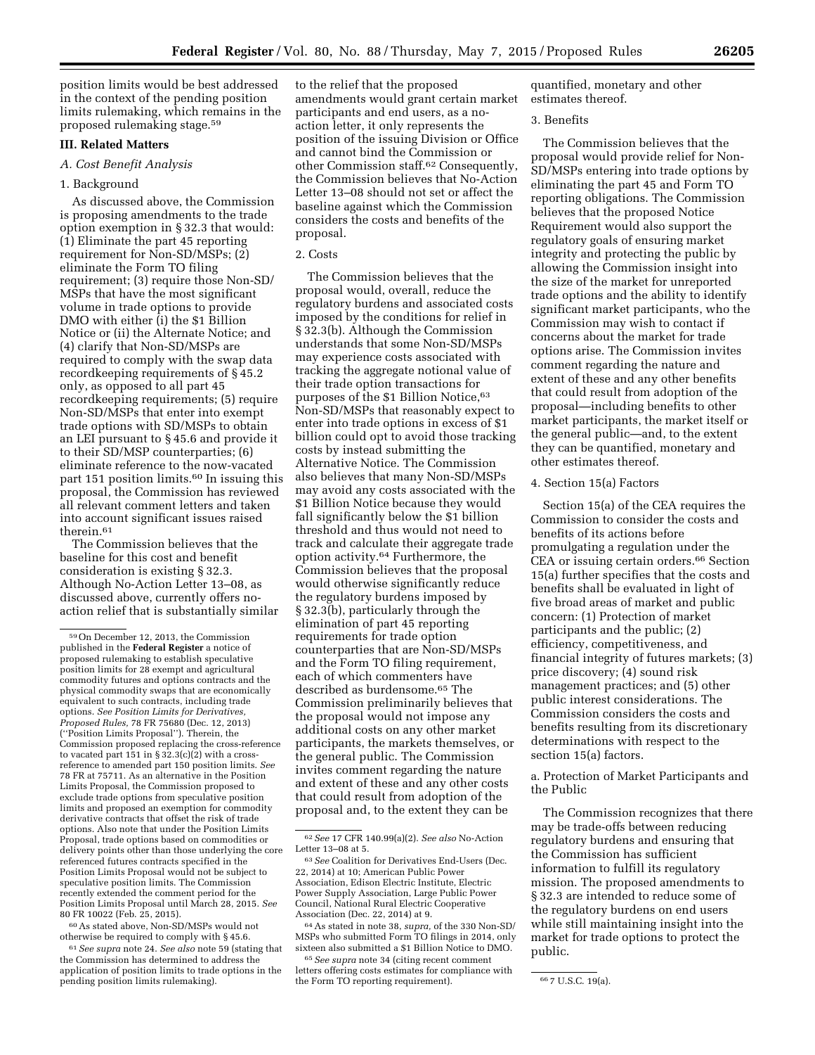position limits would be best addressed in the context of the pending position limits rulemaking, which remains in the proposed rulemaking stage.[59]

## III. Related Matters

### A. Cost Benefit Analysis

#### 1. Background

As discussed above, the Commission is proposing amendments to the trade option exemption in § 32.3 that would: (1) Eliminate the part 45 reporting requirement for Non-SD/MSPs; (2) eliminate the Form TO filing requirement; (3) require those Non-SD/MSPs that have the most significant volume in trade options to provide DMO with either (i) the $1 Billion Notice or (ii) the Alternate Notice; and (4) clarify that Non-SD/MSPs are required to comply with the swap data recordkeeping requirements of § 45.2 only, as opposed to all part 45 recordkeeping requirements; (5) require Non-SD/MSPs that enter into exempt trade options with SD/MSPs to obtain an LEI pursuant to § 45.6 and provide it to their SD/MSP counterparties; (6) eliminate reference to the now-vacated part 151 position limits.[60] In issuing this proposal, the Commission has reviewed all relevant comment letters and taken into account significant issues raised therein.[61]

The Commission believes that the baseline for this cost and benefit consideration is existing § 32.3. Although No-Action Letter 13–08, as discussed above, currently offers no-action relief that is substantially similar to the relief that the proposed amendments would grant certain market participants and end users, as a no-action letter, it only represents the position of the issuing Division or Office and cannot bind the Commission or other Commission staff.[62] Consequently, the Commission believes that No-Action Letter 13–08 should not set or affect the baseline against which the Commission considers the costs and benefits of the proposal.

#### 2. Costs

The Commission believes that the proposal would, overall, reduce the regulatory burdens and associated costs imposed by the conditions for relief in § 32.3(b). Although the Commission understands that some Non-SD/MSPs may experience costs associated with tracking the aggregate notional value of their trade option transactions for purposes of the $1 Billion Notice,[63] Non-SD/MSPs that reasonably expect to enter into trade options in excess of $1 billion could opt to avoid those tracking costs by instead submitting the Alternative Notice. The Commission also believes that many Non-SD/MSPs may avoid any costs associated with the $1 Billion Notice because they would fall significantly below the $1 billion threshold and thus would not need to track and calculate their aggregate trade option activity.[64] Furthermore, the Commission believes that the proposal would otherwise significantly reduce the regulatory burdens imposed by § 32.3(b), particularly through the elimination of part 45 reporting requirements for trade option counterparties that are Non-SD/MSPs and the Form TO filing requirement, each of which commenters have described as burdensome.[65] The Commission preliminarily believes that the proposal would not impose any additional costs on any other market participants, the markets themselves, or the general public. The Commission invites comment regarding the nature and extent of these and any other costs that could result from adoption of the proposal and, to the extent they can be quantified, monetary and other estimates thereof.

#### 3. Benefits

The Commission believes that the proposal would provide relief for Non-SD/MSPs entering into trade options by eliminating the part 45 and Form TO reporting obligations. The Commission believes that the proposed Notice Requirement would also support the regulatory goals of ensuring market integrity and protecting the public by allowing the Commission insight into the size of the market for unreported trade options and the ability to identify significant market participants, who the Commission may wish to contact if concerns about the market for trade options arise. The Commission invites comment regarding the nature and extent of these and any other benefits that could result from adoption of the proposal—including benefits to other market participants, the market itself or the general public—and, to the extent they can be quantified, monetary and other estimates thereof.

#### 4. Section 15(a) Factors

Section 15(a) of the CEA requires the Commission to consider the costs and benefits of its actions before promulgating a regulation under the CEA or issuing certain orders.[66] Section 15(a) further specifies that the costs and benefits shall be evaluated in light of five broad areas of market and public concern: (1) Protection of market participants and the public; (2) efficiency, competitiveness, and financial integrity of futures markets; (3) price discovery; (4) sound risk management practices; and (5) other public interest considerations. The Commission considers the costs and benefits resulting from its discretionary determinations with respect to the section 15(a) factors.

##### a. Protection of Market Participants and the Public

The Commission recognizes that there may be trade-offs between reducing regulatory burdens and ensuring that the Commission has sufficient information to fulfill its regulatory mission. The proposed amendments to § 32.3 are intended to reduce some of the regulatory burdens on end users while still maintaining insight into the market for trade options to protect the public.

---

[59] On December 12, 2013, the Commission published in the **Federal Register** a notice of proposed rulemaking to establish speculative position limits for 28 exempt and agricultural commodity futures and options contracts and the physical commodity swaps that are economically equivalent to such contracts, including trade options. *See Position Limits for Derivatives, Proposed Rules,* 78 FR 75680 (Dec. 12, 2013) (''Position Limits Proposal''). Therein, the Commission proposed replacing the cross-reference to vacated part 151 in § 32.3(c)(2) with a cross-reference to amended part 150 position limits. *See* 78 FR at 75711. As an alternative in the Position Limits Proposal, the Commission proposed to exclude trade options from speculative position limits and proposed an exemption for commodity derivative contracts that offset the risk of trade options. Also note that under the Position Limits Proposal, trade options based on commodities or delivery points other than those underlying the core referenced futures contracts specified in the Position Limits Proposal would not be subject to speculative position limits. The Commission recently extended the comment period for the Position Limits Proposal until March 28, 2015. *See* 80 FR 10022 (Feb. 25, 2015).

[60] As stated above, Non-SD/MSPs would not otherwise be required to comply with § 45.6.

[61] *See supra* note 24. *See also* note 59 (stating that the Commission has determined to address the application of position limits to trade options in the pending position limits rulemaking).

[62] *See* 17 CFR 140.99(a)(2). *See also* No-Action Letter 13–08 at 5.

[63] *See* Coalition for Derivatives End-Users (Dec. 22, 2014) at 10; American Public Power Association, Edison Electric Institute, Electric Power Supply Association, Large Public Power Council, National Rural Electric Cooperative Association (Dec. 22, 2014) at 9.

[64] As stated in note 38, *supra,* of the 330 Non-SD/MSPs who submitted Form TO filings in 2014, only sixteen also submitted a $1 Billion Notice to DMO.

[65] *See supra* note 34 (citing recent comment letters offering costs estimates for compliance with the Form TO reporting requirement).

[66] 7 U.S.C. 19(a).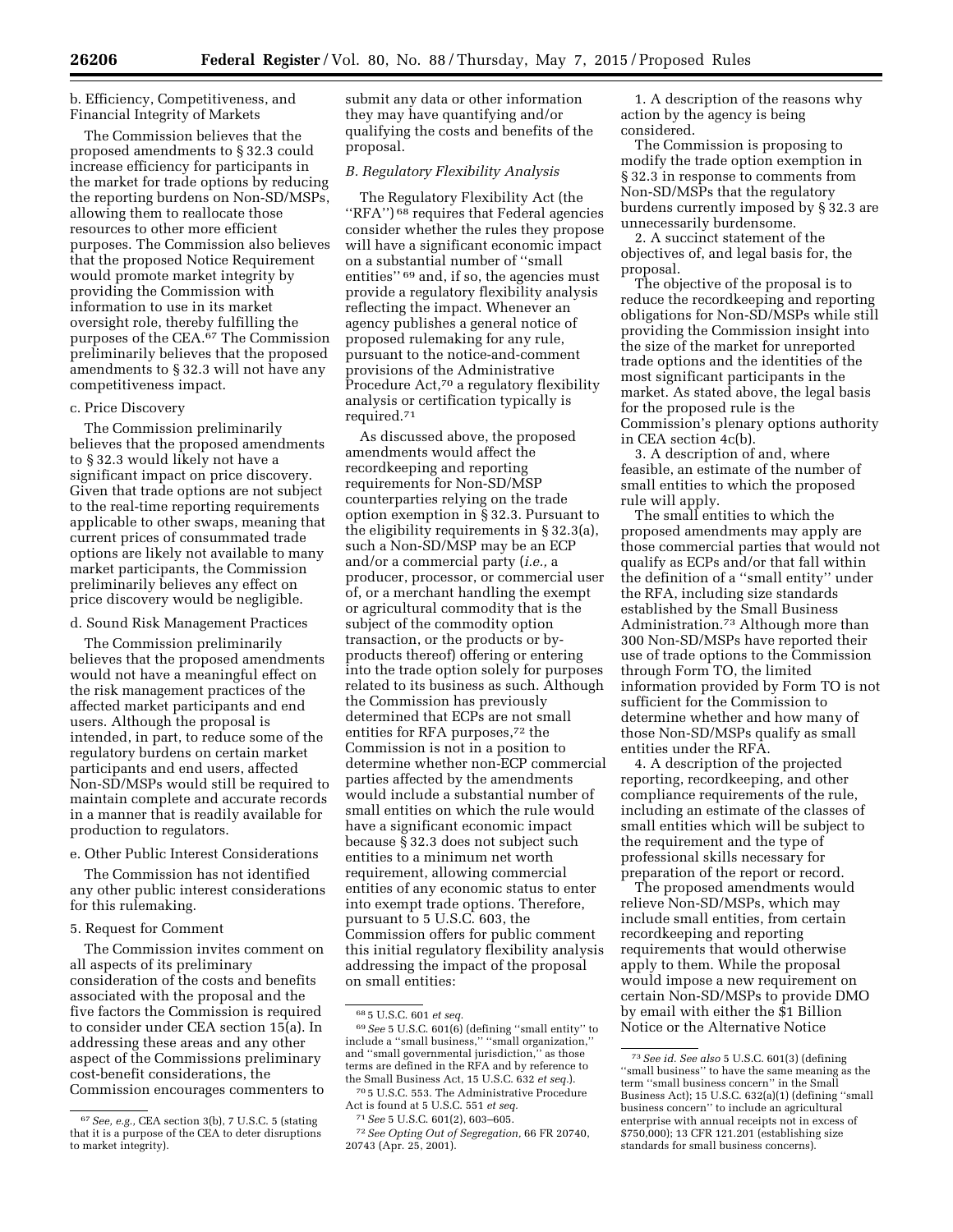b. Efficiency, Competitiveness, and Financial Integrity of Markets

The Commission believes that the proposed amendments to § 32.3 could increase efficiency for participants in the market for trade options by reducing the reporting burdens on Non-SD/MSPs, allowing them to reallocate those resources to other more efficient purposes. The Commission also believes that the proposed Notice Requirement would promote market integrity by providing the Commission with information to use in its market oversight role, thereby fulfilling the purposes of the CEA.[67] The Commission preliminarily believes that the proposed amendments to § 32.3 will not have any competitiveness impact.

c. Price Discovery

The Commission preliminarily believes that the proposed amendments to § 32.3 would likely not have a significant impact on price discovery. Given that trade options are not subject to the real-time reporting requirements applicable to other swaps, meaning that current prices of consummated trade options are likely not available to many market participants, the Commission preliminarily believes any effect on price discovery would be negligible.

d. Sound Risk Management Practices

The Commission preliminarily believes that the proposed amendments would not have a meaningful effect on the risk management practices of the affected market participants and end users. Although the proposal is intended, in part, to reduce some of the regulatory burdens on certain market participants and end users, affected Non-SD/MSPs would still be required to maintain complete and accurate records in a manner that is readily available for production to regulators.

e. Other Public Interest Considerations

The Commission has not identified any other public interest considerations for this rulemaking.

5. Request for Comment

The Commission invites comment on all aspects of its preliminary consideration of the costs and benefits associated with the proposal and the five factors the Commission is required to consider under CEA section 15(a). In addressing these areas and any other aspect of the Commissions preliminary cost-benefit considerations, the Commission encourages commenters to submit any data or other information they may have quantifying and/or qualifying the costs and benefits of the proposal.

*B. Regulatory Flexibility Analysis*

The Regulatory Flexibility Act (the "RFA")[68] requires that Federal agencies consider whether the rules they propose will have a significant economic impact on a substantial number of "small entities"[69] and, if so, the agencies must provide a regulatory flexibility analysis reflecting the impact. Whenever an agency publishes a general notice of proposed rulemaking for any rule, pursuant to the notice-and-comment provisions of the Administrative Procedure Act,[70] a regulatory flexibility analysis or certification typically is required.[71]

As discussed above, the proposed amendments would affect the recordkeeping and reporting requirements for Non-SD/MSP counterparties relying on the trade option exemption in § 32.3. Pursuant to the eligibility requirements in § 32.3(a), such a Non-SD/MSP may be an ECP and/or a commercial party (*i.e.,* a producer, processor, or commercial user of, or a merchant handling the exempt or agricultural commodity that is the subject of the commodity option transaction, or the products or by-products thereof) offering or entering into the trade option solely for purposes related to its business as such. Although the Commission has previously determined that ECPs are not small entities for RFA purposes,[72] the Commission is not in a position to determine whether non-ECP commercial parties affected by the amendments would include a substantial number of small entities on which the rule would have a significant economic impact because § 32.3 does not subject such entities to a minimum net worth requirement, allowing commercial entities of any economic status to enter into exempt trade options. Therefore, pursuant to 5 U.S.C. 603, the Commission offers for public comment this initial regulatory flexibility analysis addressing the impact of the proposal on small entities:

1. A description of the reasons why action by the agency is being considered.

The Commission is proposing to modify the trade option exemption in § 32.3 in response to comments from Non-SD/MSPs that the regulatory burdens currently imposed by § 32.3 are unnecessarily burdensome.

2. A succinct statement of the objectives of, and legal basis for, the proposal.

The objective of the proposal is to reduce the recordkeeping and reporting obligations for Non-SD/MSPs while still providing the Commission insight into the size of the market for unreported trade options and the identities of the most significant participants in the market. As stated above, the legal basis for the proposed rule is the Commission's plenary options authority in CEA section 4c(b).

3. A description of and, where feasible, an estimate of the number of small entities to which the proposed rule will apply.

The small entities to which the proposed amendments may apply are those commercial parties that would not qualify as ECPs and/or that fall within the definition of a "small entity" under the RFA, including size standards established by the Small Business Administration.[73] Although more than 300 Non-SD/MSPs have reported their use of trade options to the Commission through Form TO, the limited information provided by Form TO is not sufficient for the Commission to determine whether and how many of those Non-SD/MSPs qualify as small entities under the RFA.

4. A description of the projected reporting, recordkeeping, and other compliance requirements of the rule, including an estimate of the classes of small entities which will be subject to the requirement and the type of professional skills necessary for preparation of the report or record.

The proposed amendments would relieve Non-SD/MSPs, which may include small entities, from certain recordkeeping and reporting requirements that would otherwise apply to them. While the proposal would impose a new requirement on certain Non-SD/MSPs to provide DMO by email with either the $1 Billion Notice or the Alternative Notice

---

[67] *See, e.g.,* CEA section 3(b), 7 U.S.C. 5 (stating that it is a purpose of the CEA to deter disruptions to market integrity).

[68] 5 U.S.C. 601 *et seq.*

[69] *See* 5 U.S.C. 601(6) (defining "small entity" to include a "small business," "small organization," and "small governmental jurisdiction," as those terms are defined in the RFA and by reference to the Small Business Act, 15 U.S.C. 632 *et seq.*).

[70] 5 U.S.C. 553. The Administrative Procedure Act is found at 5 U.S.C. 551 *et seq.*

[71] *See* 5 U.S.C. 601(2), 603–605.

[72] *See Opting Out of Segregation,* 66 FR 20740, 20743 (Apr. 25, 2001).

[73] *See id. See also* 5 U.S.C. 601(3) (defining "small business" to have the same meaning as the term "small business concern" in the Small Business Act); 15 U.S.C. 632(a)(1) (defining "small business concern" to include an agricultural enterprise with annual receipts not in excess of $750,000); 13 CFR 121.201 (establishing size standards for small business concerns).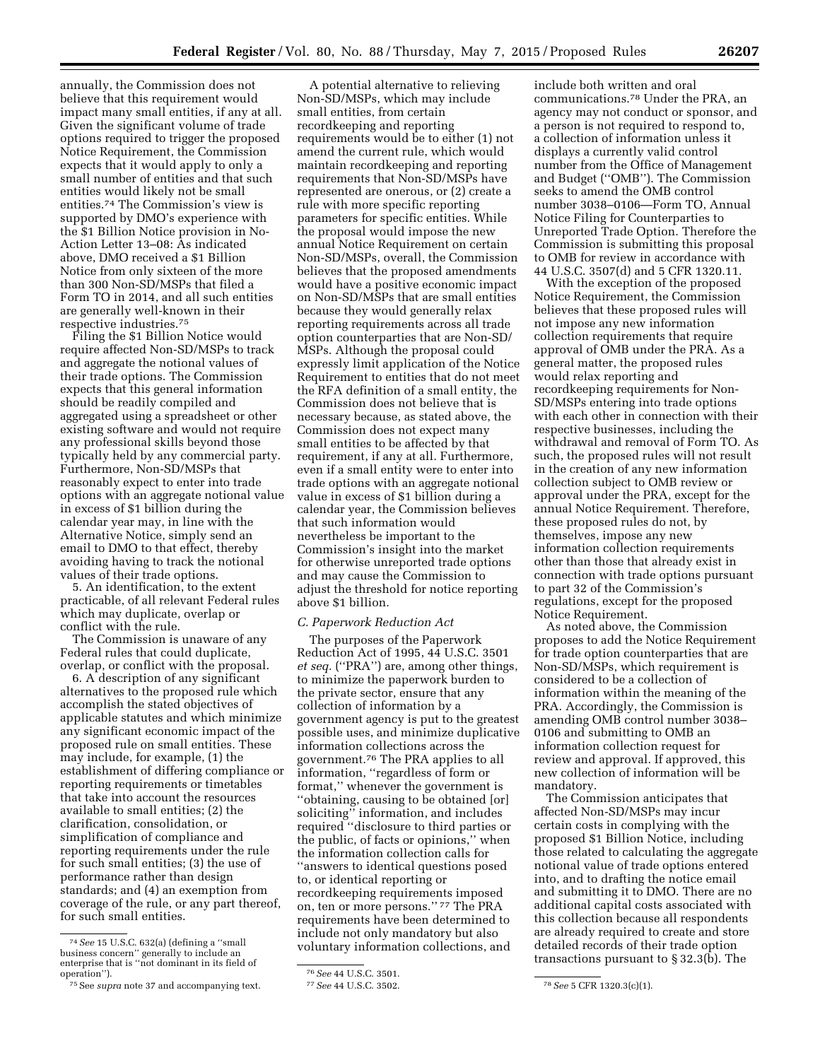annually, the Commission does not believe that this requirement would impact many small entities, if any at all. Given the significant volume of trade options required to trigger the proposed Notice Requirement, the Commission expects that it would apply to only a small number of entities and that such entities would likely not be small entities.[74] The Commission's view is supported by DMO's experience with the $1 Billion Notice provision in No-Action Letter 13–08: As indicated above, DMO received a $1 Billion Notice from only sixteen of the more than 300 Non-SD/MSPs that filed a Form TO in 2014, and all such entities are generally well-known in their respective industries.[75]

Filing the $1 Billion Notice would require affected Non-SD/MSPs to track and aggregate the notional values of their trade options. The Commission expects that this general information should be readily compiled and aggregated using a spreadsheet or other existing software and would not require any professional skills beyond those typically held by any commercial party. Furthermore, Non-SD/MSPs that reasonably expect to enter into trade options with an aggregate notional value in excess of $1 billion during the calendar year may, in line with the Alternative Notice, simply send an email to DMO to that effect, thereby avoiding having to track the notional values of their trade options.

5. An identification, to the extent practicable, of all relevant Federal rules which may duplicate, overlap or conflict with the rule.

The Commission is unaware of any Federal rules that could duplicate, overlap, or conflict with the proposal.

6. A description of any significant alternatives to the proposed rule which accomplish the stated objectives of applicable statutes and which minimize any significant economic impact of the proposed rule on small entities. These may include, for example, (1) the establishment of differing compliance or reporting requirements or timetables that take into account the resources available to small entities; (2) the clarification, consolidation, or simplification of compliance and reporting requirements under the rule for such small entities; (3) the use of performance rather than design standards; and (4) an exemption from coverage of the rule, or any part thereof, for such small entities.

A potential alternative to relieving Non-SD/MSPs, which may include small entities, from certain recordkeeping and reporting requirements would be to either (1) not amend the current rule, which would maintain recordkeeping and reporting requirements that Non-SD/MSPs have represented are onerous, or (2) create a rule with more specific reporting parameters for specific entities. While the proposal would impose the new annual Notice Requirement on certain Non-SD/MSPs, overall, the Commission believes that the proposed amendments would have a positive economic impact on Non-SD/MSPs that are small entities because they would generally relax reporting requirements across all trade option counterparties that are Non-SD/MSPs. Although the proposal could expressly limit application of the Notice Requirement to entities that do not meet the RFA definition of a small entity, the Commission does not believe that is necessary because, as stated above, the Commission does not expect many small entities to be affected by that requirement, if any at all. Furthermore, even if a small entity were to enter into trade options with an aggregate notional value in excess of $1 billion during a calendar year, the Commission believes that such information would nevertheless be important to the Commission's insight into the market for otherwise unreported trade options and may cause the Commission to adjust the threshold for notice reporting above $1 billion.

### C. Paperwork Reduction Act

The purposes of the Paperwork Reduction Act of 1995, 44 U.S.C. 3501 *et seq.* (''PRA'') are, among other things, to minimize the paperwork burden to the private sector, ensure that any collection of information by a government agency is put to the greatest possible uses, and minimize duplicative information collections across the government.[76] The PRA applies to all information, ''regardless of form or format,'' whenever the government is ''obtaining, causing to be obtained [or] soliciting'' information, and includes required ''disclosure to third parties or the public, of facts or opinions,'' when the information collection calls for ''answers to identical questions posed to, or identical reporting or recordkeeping requirements imposed on, ten or more persons.''[77] The PRA requirements have been determined to include not only mandatory but also voluntary information collections, and include both written and oral communications.[78] Under the PRA, an agency may not conduct or sponsor, and a person is not required to respond to, a collection of information unless it displays a currently valid control number from the Office of Management and Budget (''OMB''). The Commission seeks to amend the OMB control number 3038–0106—Form TO, Annual Notice Filing for Counterparties to Unreported Trade Option. Therefore the Commission is submitting this proposal to OMB for review in accordance with 44 U.S.C. 3507(d) and 5 CFR 1320.11.

With the exception of the proposed Notice Requirement, the Commission believes that these proposed rules will not impose any new information collection requirements that require approval of OMB under the PRA. As a general matter, the proposed rules would relax reporting and recordkeeping requirements for Non-SD/MSPs entering into trade options with each other in connection with their respective businesses, including the withdrawal and removal of Form TO. As such, the proposed rules will not result in the creation of any new information collection subject to OMB review or approval under the PRA, except for the annual Notice Requirement. Therefore, these proposed rules do not, by themselves, impose any new information collection requirements other than those that already exist in connection with trade options pursuant to part 32 of the Commission's regulations, except for the proposed Notice Requirement.

As noted above, the Commission proposes to add the Notice Requirement for trade option counterparties that are Non-SD/MSPs, which requirement is considered to be a collection of information within the meaning of the PRA. Accordingly, the Commission is amending OMB control number 3038–0106 and submitting to OMB an information collection request for review and approval. If approved, this new collection of information will be mandatory.

The Commission anticipates that affected Non-SD/MSPs may incur certain costs in complying with the proposed $1 Billion Notice, including those related to calculating the aggregate notional value of trade options entered into, and to drafting the notice email and submitting it to DMO. There are no additional capital costs associated with this collection because all respondents are already required to create and store detailed records of their trade option transactions pursuant to § 32.3(b). The

---

[74] *See* 15 U.S.C. 632(a) (defining a ''small business concern'' generally to include an enterprise that is ''not dominant in its field of operation'').

[75] See *supra* note 37 and accompanying text.

[76] *See* 44 U.S.C. 3501.

[77] *See* 44 U.S.C. 3502.

[78] *See* 5 CFR 1320.3(c)(1).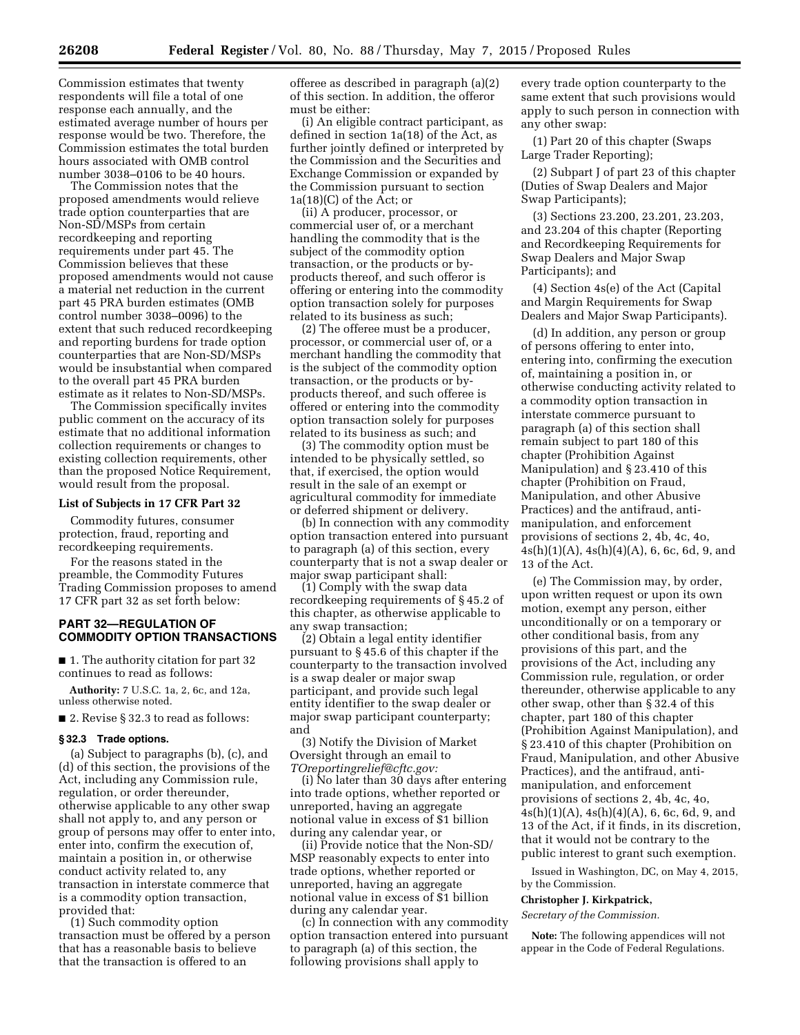Commission estimates that twenty respondents will file a total of one response each annually, and the estimated average number of hours per response would be two. Therefore, the Commission estimates the total burden hours associated with OMB control number 3038–0106 to be 40 hours.

The Commission notes that the proposed amendments would relieve trade option counterparties that are Non-SD/MSPs from certain recordkeeping and reporting requirements under part 45. The Commission believes that these proposed amendments would not cause a material net reduction in the current part 45 PRA burden estimates (OMB control number 3038–0096) to the extent that such reduced recordkeeping and reporting burdens for trade option counterparties that are Non-SD/MSPs would be insubstantial when compared to the overall part 45 PRA burden estimate as it relates to Non-SD/MSPs.

The Commission specifically invites public comment on the accuracy of its estimate that no additional information collection requirements or changes to existing collection requirements, other than the proposed Notice Requirement, would result from the proposal.

### List of Subjects in 17 CFR Part 32

Commodity futures, consumer protection, fraud, reporting and recordkeeping requirements.

For the reasons stated in the preamble, the Commodity Futures Trading Commission proposes to amend 17 CFR part 32 as set forth below:

## PART 32—REGULATION OF COMMODITY OPTION TRANSACTIONS

■ 1. The authority citation for part 32 continues to read as follows:

**Authority:** 7 U.S.C. 1a, 2, 6c, and 12a, unless otherwise noted.

■ 2. Revise § 32.3 to read as follows:

### § 32.3 Trade options.

(a) Subject to paragraphs (b), (c), and (d) of this section, the provisions of the Act, including any Commission rule, regulation, or order thereunder, otherwise applicable to any other swap shall not apply to, and any person or group of persons may offer to enter into, enter into, confirm the execution of, maintain a position in, or otherwise conduct activity related to, any transaction in interstate commerce that is a commodity option transaction, provided that:

(1) Such commodity option transaction must be offered by a person that has a reasonable basis to believe that the transaction is offered to an offeree as described in paragraph (a)(2) of this section. In addition, the offeror must be either:

(i) An eligible contract participant, as defined in section 1a(18) of the Act, as further jointly defined or interpreted by the Commission and the Securities and Exchange Commission or expanded by the Commission pursuant to section 1a(18)(C) of the Act; or

(ii) A producer, processor, or commercial user of, or a merchant handling the commodity that is the subject of the commodity option transaction, or the products or by-products thereof, and such offeror is offering or entering into the commodity option transaction solely for purposes related to its business as such;

(2) The offeree must be a producer, processor, or commercial user of, or a merchant handling the commodity that is the subject of the commodity option transaction, or the products or by-products thereof, and such offeree is offered or entering into the commodity option transaction solely for purposes related to its business as such; and

(3) The commodity option must be intended to be physically settled, so that, if exercised, the option would result in the sale of an exempt or agricultural commodity for immediate or deferred shipment or delivery.

(b) In connection with any commodity option transaction entered into pursuant to paragraph (a) of this section, every counterparty that is not a swap dealer or major swap participant shall:

(1) Comply with the swap data recordkeeping requirements of § 45.2 of this chapter, as otherwise applicable to any swap transaction;

(2) Obtain a legal entity identifier pursuant to § 45.6 of this chapter if the counterparty to the transaction involved is a swap dealer or major swap participant, and provide such legal entity identifier to the swap dealer or major swap participant counterparty; and

(3) Notify the Division of Market Oversight through an email to *TOreportingrelief@cftc.gov:*

(i) No later than 30 days after entering into trade options, whether reported or unreported, having an aggregate notional value in excess of $1 billion during any calendar year, or

(ii) Provide notice that the Non-SD/MSP reasonably expects to enter into trade options, whether reported or unreported, having an aggregate notional value in excess of $1 billion during any calendar year.

(c) In connection with any commodity option transaction entered into pursuant to paragraph (a) of this section, the following provisions shall apply to every trade option counterparty to the same extent that such provisions would apply to such person in connection with any other swap:

(1) Part 20 of this chapter (Swaps Large Trader Reporting);

(2) Subpart J of part 23 of this chapter (Duties of Swap Dealers and Major Swap Participants);

(3) Sections 23.200, 23.201, 23.203, and 23.204 of this chapter (Reporting and Recordkeeping Requirements for Swap Dealers and Major Swap Participants); and

(4) Section 4s(e) of the Act (Capital and Margin Requirements for Swap Dealers and Major Swap Participants).

(d) In addition, any person or group of persons offering to enter into, entering into, confirming the execution of, maintaining a position in, or otherwise conducting activity related to a commodity option transaction in interstate commerce pursuant to paragraph (a) of this section shall remain subject to part 180 of this chapter (Prohibition Against Manipulation) and § 23.410 of this chapter (Prohibition on Fraud, Manipulation, and other Abusive Practices) and the antifraud, anti-manipulation, and enforcement provisions of sections 2, 4b, 4c, 4o, 4s(h)(1)(A), 4s(h)(4)(A), 6, 6c, 6d, 9, and 13 of the Act.

(e) The Commission may, by order, upon written request or upon its own motion, exempt any person, either unconditionally or on a temporary or other conditional basis, from any provisions of this part, and the provisions of the Act, including any Commission rule, regulation, or order thereunder, otherwise applicable to any other swap, other than § 32.4 of this chapter, part 180 of this chapter (Prohibition Against Manipulation), and § 23.410 of this chapter (Prohibition on Fraud, Manipulation, and other Abusive Practices), and the antifraud, anti-manipulation, and enforcement provisions of sections 2, 4b, 4c, 4o, 4s(h)(1)(A), 4s(h)(4)(A), 6, 6c, 6d, 9, and 13 of the Act, if it finds, in its discretion, that it would not be contrary to the public interest to grant such exemption.

Issued in Washington, DC, on May 4, 2015, by the Commission.

**Christopher J. Kirkpatrick,**

*Secretary of the Commission.*

**Note:** The following appendices will not appear in the Code of Federal Regulations.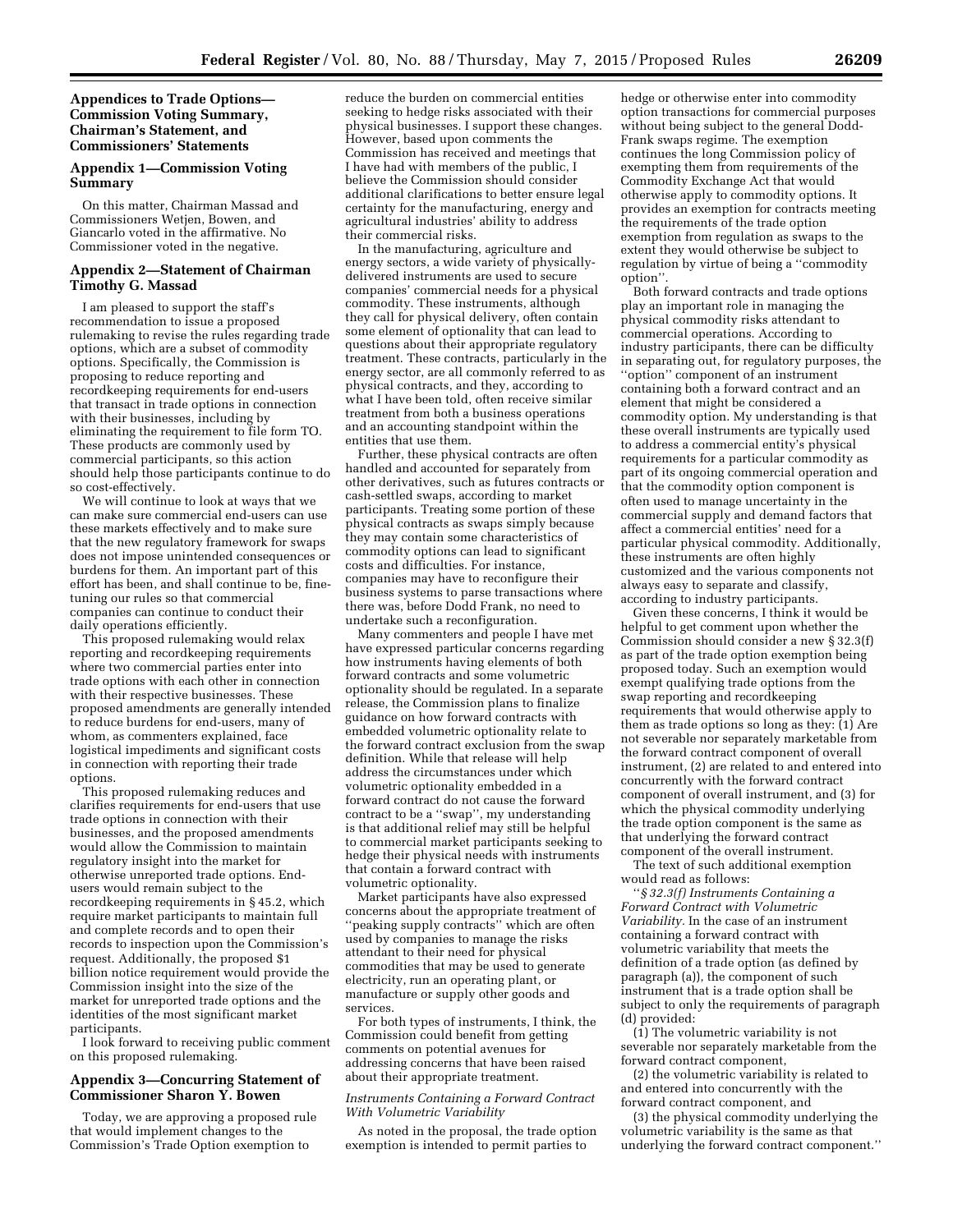## Appendices to Trade Options—Commission Voting Summary, Chairman's Statement, and Commissioners' Statements

### Appendix 1—Commission Voting Summary

On this matter, Chairman Massad and Commissioners Wetjen, Bowen, and Giancarlo voted in the affirmative. No Commissioner voted in the negative.

### Appendix 2—Statement of Chairman Timothy G. Massad

I am pleased to support the staff's recommendation to issue a proposed rulemaking to revise the rules regarding trade options, which are a subset of commodity options. Specifically, the Commission is proposing to reduce reporting and recordkeeping requirements for end-users that transact in trade options in connection with their businesses, including by eliminating the requirement to file form TO. These products are commonly used by commercial participants, so this action should help those participants continue to do so cost-effectively.

We will continue to look at ways that we can make sure commercial end-users can use these markets effectively and to make sure that the new regulatory framework for swaps does not impose unintended consequences or burdens for them. An important part of this effort has been, and shall continue to be, fine-tuning our rules so that commercial companies can continue to conduct their daily operations efficiently.

This proposed rulemaking would relax reporting and recordkeeping requirements where two commercial parties enter into trade options with each other in connection with their respective businesses. These proposed amendments are generally intended to reduce burdens for end-users, many of whom, as commenters explained, face logistical impediments and significant costs in connection with reporting their trade options.

This proposed rulemaking reduces and clarifies requirements for end-users that use trade options in connection with their businesses, and the proposed amendments would allow the Commission to maintain regulatory insight into the market for otherwise unreported trade options. End-users would remain subject to the recordkeeping requirements in § 45.2, which require market participants to maintain full and complete records and to open their records to inspection upon the Commission's request. Additionally, the proposed $1 billion notice requirement would provide the Commission insight into the size of the market for unreported trade options and the identities of the most significant market participants.

I look forward to receiving public comment on this proposed rulemaking.

### Appendix 3—Concurring Statement of Commissioner Sharon Y. Bowen

Today, we are approving a proposed rule that would implement changes to the Commission's Trade Option exemption to reduce the burden on commercial entities seeking to hedge risks associated with their physical businesses. I support these changes. However, based upon comments the Commission has received and meetings that I have had with members of the public, I believe the Commission should consider additional clarifications to better ensure legal certainty for the manufacturing, energy and agricultural industries' ability to address their commercial risks.

In the manufacturing, agriculture and energy sectors, a wide variety of physically-delivered instruments are used to secure companies' commercial needs for a physical commodity. These instruments, although they call for physical delivery, often contain some element of optionality that can lead to questions about their appropriate regulatory treatment. These contracts, particularly in the energy sector, are all commonly referred to as physical contracts, and they, according to what I have been told, often receive similar treatment from both a business operations and an accounting standpoint within the entities that use them.

Further, these physical contracts are often handled and accounted for separately from other derivatives, such as futures contracts or cash-settled swaps, according to market participants. Treating some portion of these physical contracts as swaps simply because they may contain some characteristics of commodity options can lead to significant costs and difficulties. For instance, companies may have to reconfigure their business systems to parse transactions where there was, before Dodd Frank, no need to undertake such a reconfiguration.

Many commenters and people I have met have expressed particular concerns regarding how instruments having elements of both forward contracts and some volumetric optionality should be regulated. In a separate release, the Commission plans to finalize guidance on how forward contracts with embedded volumetric optionality relate to the forward contract exclusion from the swap definition. While that release will help address the circumstances under which volumetric optionality embedded in a forward contract do not cause the forward contract to be a ''swap'', my understanding is that additional relief may still be helpful to commercial market participants seeking to hedge their physical needs with instruments that contain a forward contract with volumetric optionality.

Market participants have also expressed concerns about the appropriate treatment of ''peaking supply contracts'' which are often used by companies to manage the risks attendant to their need for physical commodities that may be used to generate electricity, run an operating plant, or manufacture or supply other goods and services.

For both types of instruments, I think, the Commission could benefit from getting comments on potential avenues for addressing concerns that have been raised about their appropriate treatment.

*Instruments Containing a Forward Contract With Volumetric Variability*

As noted in the proposal, the trade option exemption is intended to permit parties to hedge or otherwise enter into commodity option transactions for commercial purposes without being subject to the general Dodd-Frank swaps regime. The exemption continues the long Commission policy of exempting them from requirements of the Commodity Exchange Act that would otherwise apply to commodity options. It provides an exemption for contracts meeting the requirements of the trade option exemption from regulation as swaps to the extent they would otherwise be subject to regulation by virtue of being a ''commodity option''.

Both forward contracts and trade options play an important role in managing the physical commodity risks attendant to commercial operations. According to industry participants, there can be difficulty in separating out, for regulatory purposes, the ''option'' component of an instrument containing both a forward contract and an element that might be considered a commodity option. My understanding is that these overall instruments are typically used to address a commercial entity's physical requirements for a particular commodity as part of its ongoing commercial operation and that the commodity option component is often used to manage uncertainty in the commercial supply and demand factors that affect a commercial entities' need for a particular physical commodity. Additionally, these instruments are often highly customized and the various components not always easy to separate and classify, according to industry participants.

Given these concerns, I think it would be helpful to get comment upon whether the Commission should consider a new § 32.3(f) as part of the trade option exemption being proposed today. Such an exemption would exempt qualifying trade options from the swap reporting and recordkeeping requirements that would otherwise apply to them as trade options so long as they: (1) Are not severable nor separately marketable from the forward contract component of overall instrument, (2) are related to and entered into concurrently with the forward contract component of overall instrument, and (3) for which the physical commodity underlying the trade option component is the same as that underlying the forward contract component of the overall instrument.

The text of such additional exemption would read as follows:

''*§ 32.3(f) Instruments Containing a Forward Contract with Volumetric Variability.* In the case of an instrument containing a forward contract with volumetric variability that meets the definition of a trade option (as defined by paragraph (a)), the component of such instrument that is a trade option shall be subject to only the requirements of paragraph (d) provided:

(1) The volumetric variability is not severable nor separately marketable from the forward contract component,

(2) the volumetric variability is related to and entered into concurrently with the forward contract component, and

(3) the physical commodity underlying the volumetric variability is the same as that underlying the forward contract component.''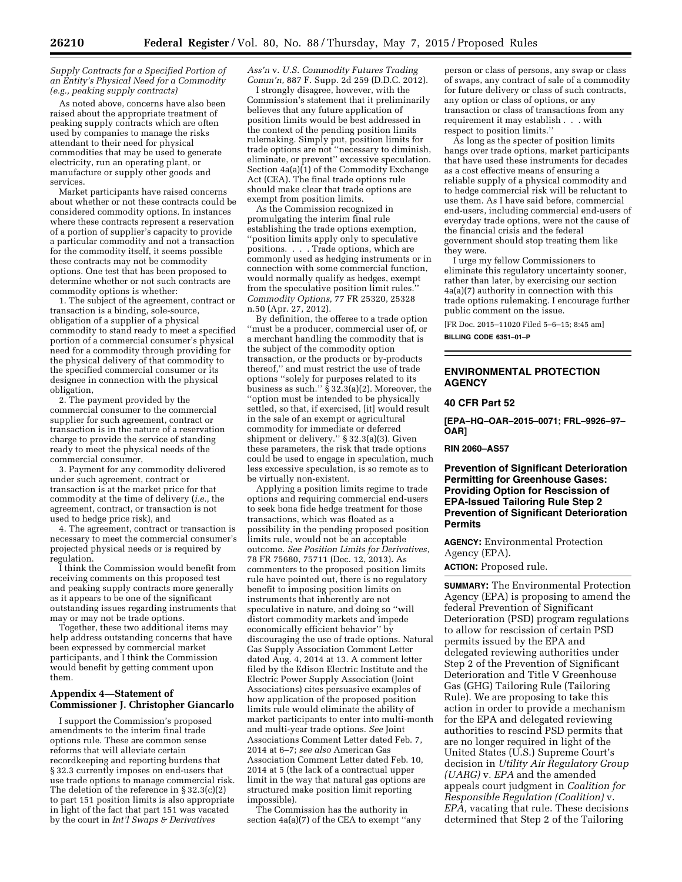*Supply Contracts for a Specified Portion of an Entity's Physical Need for a Commodity (e.g., peaking supply contracts)*

As noted above, concerns have also been raised about the appropriate treatment of peaking supply contracts which are often used by companies to manage the risks attendant to their need for physical commodities that may be used to generate electricity, run an operating plant, or manufacture or supply other goods and services.

Market participants have raised concerns about whether or not these contracts could be considered commodity options. In instances where these contracts represent a reservation of a portion of supplier's capacity to provide a particular commodity and not a transaction for the commodity itself, it seems possible these contracts may not be commodity options. One test that has been proposed to determine whether or not such contracts are commodity options is whether:

1. The subject of the agreement, contract or transaction is a binding, sole-source, obligation of a supplier of a physical commodity to stand ready to meet a specified portion of a commercial consumer's physical need for a commodity through providing for the physical delivery of that commodity to the specified commercial consumer or its designee in connection with the physical obligation,

2. The payment provided by the commercial consumer to the commercial supplier for such agreement, contract or transaction is in the nature of a reservation charge to provide the service of standing ready to meet the physical needs of the commercial consumer,

3. Payment for any commodity delivered under such agreement, contract or transaction is at the market price for that commodity at the time of delivery (*i.e.,* the agreement, contract, or transaction is not used to hedge price risk), and

4. The agreement, contract or transaction is necessary to meet the commercial consumer's projected physical needs or is required by regulation.

I think the Commission would benefit from receiving comments on this proposed test and peaking supply contracts more generally as it appears to be one of the significant outstanding issues regarding instruments that may or may not be trade options.

Together, these two additional items may help address outstanding concerns that have been expressed by commercial market participants, and I think the Commission would benefit by getting comment upon them.

## Appendix 4—Statement of Commissioner J. Christopher Giancarlo

I support the Commission's proposed amendments to the interim final trade options rule. These are common sense reforms that will alleviate certain recordkeeping and reporting burdens that § 32.3 currently imposes on end-users that use trade options to manage commercial risk. The deletion of the reference in § 32.3(c)(2) to part 151 position limits is also appropriate in light of the fact that part 151 was vacated by the court in *Int'l Swaps & Derivatives Ass'n* v. *U.S. Commodity Futures Trading Comm'n,* 887 F. Supp. 2d 259 (D.D.C. 2012).

I strongly disagree, however, with the Commission's statement that it preliminarily believes that any future application of position limits would be best addressed in the context of the pending position limits rulemaking. Simply put, position limits for trade options are not ''necessary to diminish, eliminate, or prevent'' excessive speculation. Section 4a(a)(1) of the Commodity Exchange Act (CEA). The final trade options rule should make clear that trade options are exempt from position limits.

As the Commission recognized in promulgating the interim final rule establishing the trade options exemption, ''position limits apply only to speculative positions. . . . Trade options, which are commonly used as hedging instruments or in connection with some commercial function, would normally qualify as hedges, exempt from the speculative position limit rules.'' *Commodity Options,* 77 FR 25320, 25328 n.50 (Apr. 27, 2012).

By definition, the offeree to a trade option ''must be a producer, commercial user of, or a merchant handling the commodity that is the subject of the commodity option transaction, or the products or by-products thereof,'' and must restrict the use of trade options ''solely for purposes related to its business as such.'' § 32.3(a)(2). Moreover, the ''option must be intended to be physically settled, so that, if exercised, [it] would result in the sale of an exempt or agricultural commodity for immediate or deferred shipment or delivery.'' § 32.3(a)(3). Given these parameters, the risk that trade options could be used to engage in speculation, much less excessive speculation, is so remote as to be virtually non-existent.

Applying a position limits regime to trade options and requiring commercial end-users to seek bona fide hedge treatment for those transactions, which was floated as a possibility in the pending proposed position limits rule, would not be an acceptable outcome. *See Position Limits for Derivatives,* 78 FR 75680, 75711 (Dec. 12, 2013). As commenters to the proposed position limits rule have pointed out, there is no regulatory benefit to imposing position limits on instruments that inherently are not speculative in nature, and doing so ''will distort commodity markets and impede economically efficient behavior'' by discouraging the use of trade options. Natural Gas Supply Association Comment Letter dated Aug. 4, 2014 at 13. A comment letter filed by the Edison Electric Institute and the Electric Power Supply Association (Joint Associations) cites persuasive examples of how application of the proposed position limits rule would eliminate the ability of market participants to enter into multi-month and multi-year trade options. *See* Joint Associations Comment Letter dated Feb. 7, 2014 at 6–7; *see also* American Gas Association Comment Letter dated Feb. 10, 2014 at 5 (the lack of a contractual upper limit in the way that natural gas options are structured make position limit reporting impossible).

The Commission has the authority in section 4a(a)(7) of the CEA to exempt ''any person or class of persons, any swap or class of swaps, any contract of sale of a commodity for future delivery or class of such contracts, any option or class of options, or any transaction or class of transactions from any requirement it may establish . . . with respect to position limits.''

As long as the specter of position limits hangs over trade options, market participants that have used these instruments for decades as a cost effective means of ensuring a reliable supply of a physical commodity and to hedge commercial risk will be reluctant to use them. As I have said before, commercial end-users, including commercial end-users of everyday trade options, were not the cause of the financial crisis and the federal government should stop treating them like they were.

I urge my fellow Commissioners to eliminate this regulatory uncertainty sooner, rather than later, by exercising our section 4a(a)(7) authority in connection with this trade options rulemaking. I encourage further public comment on the issue.

[FR Doc. 2015–11020 Filed 5–6–15; 8:45 am]

**BILLING CODE 6351–01–P**

---

## ENVIRONMENTAL PROTECTION AGENCY

**40 CFR Part 52**

**[EPA–HQ–OAR–2015–0071; FRL–9926–97–OAR]**

**RIN 2060–AS57**

## Prevention of Significant Deterioration Permitting for Greenhouse Gases: Providing Option for Rescission of EPA-Issued Tailoring Rule Step 2 Prevention of Significant Deterioration Permits

**AGENCY:** Environmental Protection Agency (EPA).

**ACTION:** Proposed rule.

**SUMMARY:** The Environmental Protection Agency (EPA) is proposing to amend the federal Prevention of Significant Deterioration (PSD) program regulations to allow for rescission of certain PSD permits issued by the EPA and delegated reviewing authorities under Step 2 of the Prevention of Significant Deterioration and Title V Greenhouse Gas (GHG) Tailoring Rule (Tailoring Rule). We are proposing to take this action in order to provide a mechanism for the EPA and delegated reviewing authorities to rescind PSD permits that are no longer required in light of the United States (U.S.) Supreme Court's decision in *Utility Air Regulatory Group (UARG)* v. *EPA* and the amended appeals court judgment in *Coalition for Responsible Regulation (Coalition)* v. *EPA,* vacating that rule. These decisions determined that Step 2 of the Tailoring